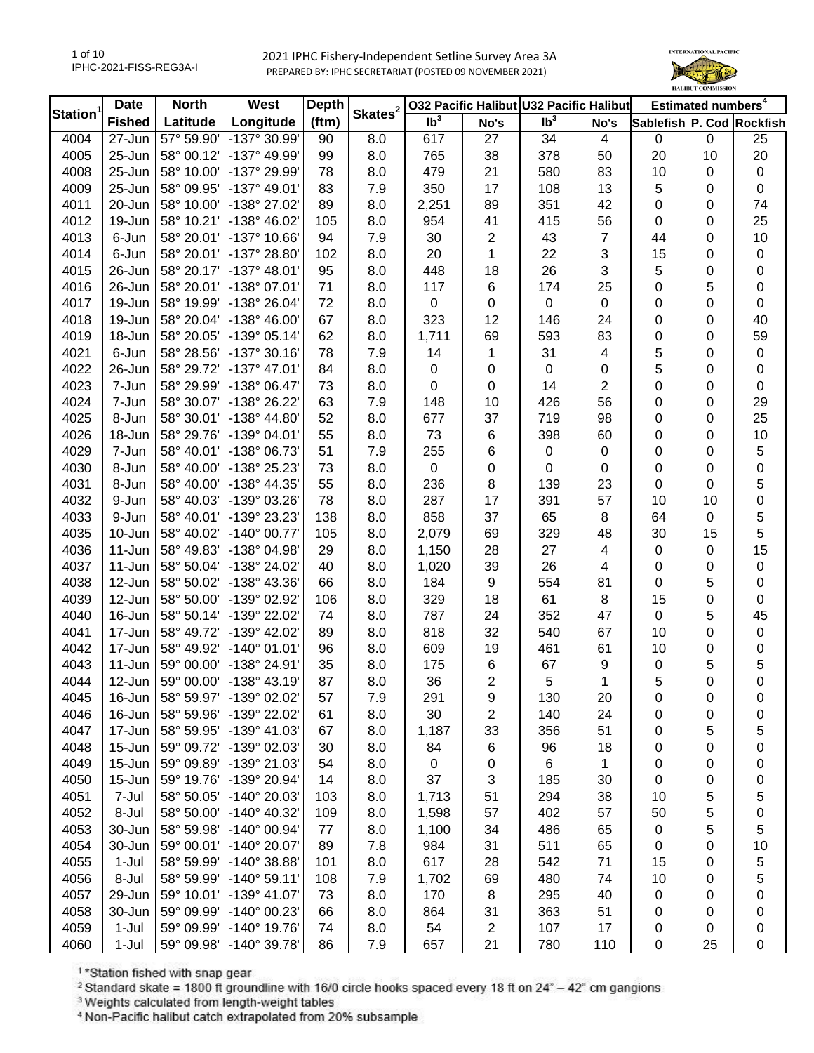# 2021 IPHC Fishery-Independent Setline Survey Area 3A

PREPARED BY: IPHC SECRETARIAT (POSTED 09 NOVEMBER 2021)

IPHC-2021-FISS-REG3A-I

| Station[1] | Date Fished | North Latitude | West Longitude | Depth (ftm) | Skates[2] | O32 Pacific Halibut lb[3] | O32 Pacific Halibut No's | U32 Pacific Halibut lb[3] | U32 Pacific Halibut No's | Estimated numbers[4] Sablefish | P. Cod | Rockfish |
|---|---|---|---|---|---|---|---|---|---|---|---|---|
| 4004 | 27-Jun | 57° 59.90' | -137° 30.99' | 90 | 8.0 | 617 | 27 | 34 | 4 | 0 | 0 | 25 |
| 4005 | 25-Jun | 58° 00.12' | -137° 49.99' | 99 | 8.0 | 765 | 38 | 378 | 50 | 20 | 10 | 20 |
| 4008 | 25-Jun | 58° 10.00' | -137° 29.99' | 78 | 8.0 | 479 | 21 | 580 | 83 | 10 | 0 | 0 |
| 4009 | 25-Jun | 58° 09.95' | -137° 49.01' | 83 | 7.9 | 350 | 17 | 108 | 13 | 5 | 0 | 0 |
| 4011 | 20-Jun | 58° 10.00' | -138° 27.02' | 89 | 8.0 | 2,251 | 89 | 351 | 42 | 0 | 0 | 74 |
| 4012 | 19-Jun | 58° 10.21' | -138° 46.02' | 105 | 8.0 | 954 | 41 | 415 | 56 | 0 | 0 | 25 |
| 4013 | 6-Jun | 58° 20.01' | -137° 10.66' | 94 | 7.9 | 30 | 2 | 43 | 7 | 44 | 0 | 10 |
| 4014 | 6-Jun | 58° 20.01' | -137° 28.80' | 102 | 8.0 | 20 | 1 | 22 | 3 | 15 | 0 | 0 |
| 4015 | 26-Jun | 58° 20.17' | -137° 48.01' | 95 | 8.0 | 448 | 18 | 26 | 3 | 5 | 0 | 0 |
| 4016 | 26-Jun | 58° 20.01' | -138° 07.01' | 71 | 8.0 | 117 | 6 | 174 | 25 | 0 | 5 | 0 |
| 4017 | 19-Jun | 58° 19.99' | -138° 26.04' | 72 | 8.0 | 0 | 0 | 0 | 0 | 0 | 0 | 0 |
| 4018 | 19-Jun | 58° 20.04' | -138° 46.00' | 67 | 8.0 | 323 | 12 | 146 | 24 | 0 | 0 | 40 |
| 4019 | 18-Jun | 58° 20.05' | -139° 05.14' | 62 | 8.0 | 1,711 | 69 | 593 | 83 | 0 | 0 | 59 |
| 4021 | 6-Jun | 58° 28.56' | -137° 30.16' | 78 | 7.9 | 14 | 1 | 31 | 4 | 5 | 0 | 0 |
| 4022 | 26-Jun | 58° 29.72' | -137° 47.01' | 84 | 8.0 | 0 | 0 | 0 | 0 | 5 | 0 | 0 |
| 4023 | 7-Jun | 58° 29.99' | -138° 06.47' | 73 | 8.0 | 0 | 0 | 14 | 2 | 0 | 0 | 0 |
| 4024 | 7-Jun | 58° 30.07' | -138° 26.22' | 63 | 7.9 | 148 | 10 | 426 | 56 | 0 | 0 | 29 |
| 4025 | 8-Jun | 58° 30.01' | -138° 44.80' | 52 | 8.0 | 677 | 37 | 719 | 98 | 0 | 0 | 25 |
| 4026 | 18-Jun | 58° 29.76' | -139° 04.01' | 55 | 8.0 | 73 | 6 | 398 | 60 | 0 | 0 | 10 |
| 4029 | 7-Jun | 58° 40.01' | -138° 06.73' | 51 | 7.9 | 255 | 6 | 0 | 0 | 0 | 0 | 5 |
| 4030 | 8-Jun | 58° 40.00' | -138° 25.23' | 73 | 8.0 | 0 | 0 | 0 | 0 | 0 | 0 | 0 |
| 4031 | 8-Jun | 58° 40.00' | -138° 44.35' | 55 | 8.0 | 236 | 8 | 139 | 23 | 0 | 0 | 5 |
| 4032 | 9-Jun | 58° 40.03' | -139° 03.26' | 78 | 8.0 | 287 | 17 | 391 | 57 | 10 | 10 | 0 |
| 4033 | 9-Jun | 58° 40.01' | -139° 23.23' | 138 | 8.0 | 858 | 37 | 65 | 8 | 64 | 0 | 5 |
| 4035 | 10-Jun | 58° 40.02' | -140° 00.77' | 105 | 8.0 | 2,079 | 69 | 329 | 48 | 30 | 15 | 5 |
| 4036 | 11-Jun | 58° 49.83' | -138° 04.98' | 29 | 8.0 | 1,150 | 28 | 27 | 4 | 0 | 0 | 15 |
| 4037 | 11-Jun | 58° 50.04' | -138° 24.02' | 40 | 8.0 | 1,020 | 39 | 26 | 4 | 0 | 0 | 0 |
| 4038 | 12-Jun | 58° 50.02' | -138° 43.36' | 66 | 8.0 | 184 | 9 | 554 | 81 | 0 | 5 | 0 |
| 4039 | 12-Jun | 58° 50.00' | -139° 02.92' | 106 | 8.0 | 329 | 18 | 61 | 8 | 15 | 0 | 0 |
| 4040 | 16-Jun | 58° 50.14' | -139° 22.02' | 74 | 8.0 | 787 | 24 | 352 | 47 | 0 | 5 | 45 |
| 4041 | 17-Jun | 58° 49.72' | -139° 42.02' | 89 | 8.0 | 818 | 32 | 540 | 67 | 10 | 0 | 0 |
| 4042 | 17-Jun | 58° 49.92' | -140° 01.01' | 96 | 8.0 | 609 | 19 | 461 | 61 | 10 | 0 | 0 |
| 4043 | 11-Jun | 59° 00.00' | -138° 24.91' | 35 | 8.0 | 175 | 6 | 67 | 9 | 0 | 5 | 5 |
| 4044 | 12-Jun | 59° 00.00' | -138° 43.19' | 87 | 8.0 | 36 | 2 | 5 | 1 | 5 | 0 | 0 |
| 4045 | 16-Jun | 58° 59.97' | -139° 02.02' | 57 | 7.9 | 291 | 9 | 130 | 20 | 0 | 0 | 0 |
| 4046 | 16-Jun | 58° 59.96' | -139° 22.02' | 61 | 8.0 | 30 | 2 | 140 | 24 | 0 | 0 | 0 |
| 4047 | 17-Jun | 58° 59.95' | -139° 41.03' | 67 | 8.0 | 1,187 | 33 | 356 | 51 | 0 | 5 | 5 |
| 4048 | 15-Jun | 59° 09.72' | -139° 02.03' | 30 | 8.0 | 84 | 6 | 96 | 18 | 0 | 0 | 0 |
| 4049 | 15-Jun | 59° 09.89' | -139° 21.03' | 54 | 8.0 | 0 | 0 | 6 | 1 | 0 | 0 | 0 |
| 4050 | 15-Jun | 59° 19.76' | -139° 20.94' | 14 | 8.0 | 37 | 3 | 185 | 30 | 0 | 0 | 0 |
| 4051 | 7-Jul | 58° 50.05' | -140° 20.03' | 103 | 8.0 | 1,713 | 51 | 294 | 38 | 10 | 5 | 5 |
| 4052 | 8-Jul | 58° 50.00' | -140° 40.32' | 109 | 8.0 | 1,598 | 57 | 402 | 57 | 50 | 5 | 0 |
| 4053 | 30-Jun | 58° 59.98' | -140° 00.94' | 77 | 8.0 | 1,100 | 34 | 486 | 65 | 0 | 5 | 5 |
| 4054 | 30-Jun | 59° 00.01' | -140° 20.07' | 89 | 7.8 | 984 | 31 | 511 | 65 | 0 | 0 | 10 |
| 4055 | 1-Jul | 58° 59.99' | -140° 38.88' | 101 | 8.0 | 617 | 28 | 542 | 71 | 15 | 0 | 5 |
| 4056 | 8-Jul | 58° 59.99' | -140° 59.11' | 108 | 7.9 | 1,702 | 69 | 480 | 74 | 10 | 0 | 5 |
| 4057 | 29-Jun | 59° 10.01' | -139° 41.07' | 73 | 8.0 | 170 | 8 | 295 | 40 | 0 | 0 | 0 |
| 4058 | 30-Jun | 59° 09.99' | -140° 00.23' | 66 | 8.0 | 864 | 31 | 363 | 51 | 0 | 0 | 0 |
| 4059 | 1-Jul | 59° 09.99' | -140° 19.76' | 74 | 8.0 | 54 | 2 | 107 | 17 | 0 | 0 | 0 |
| 4060 | 1-Jul | 59° 09.98' | -140° 39.78' | 86 | 7.9 | 657 | 21 | 780 | 110 | 0 | 25 | 0 |

[1] *Station fished with snap gear

[2] Standard skate = 1800 ft groundline with 16/0 circle hooks spaced every 18 ft on 24" – 42" cm gangions

[3] Weights calculated from length-weight tables

[4] Non-Pacific halibut catch extrapolated from 20% subsample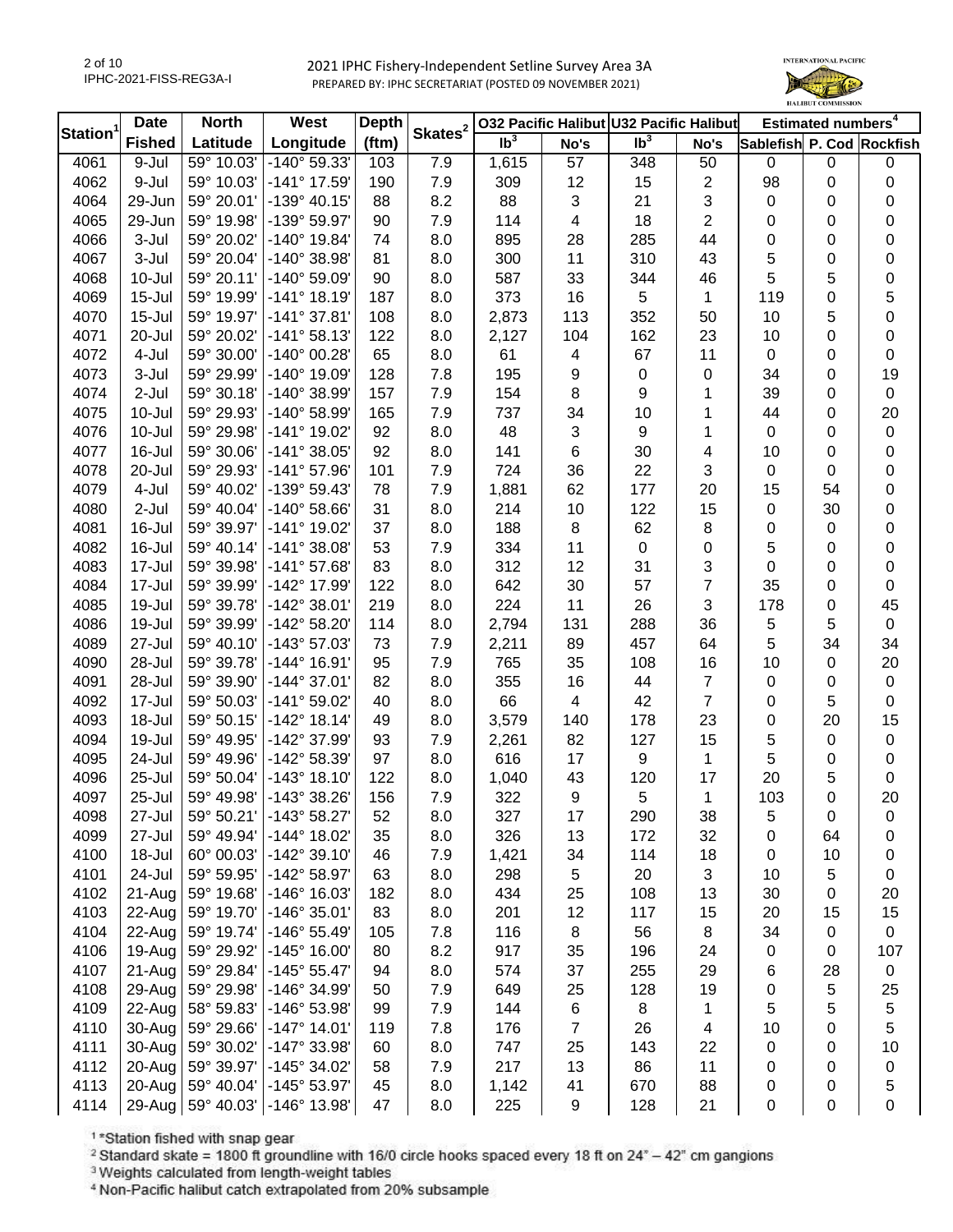# 2021 IPHC Fishery-Independent Setline Survey Area 3A

PREPARED BY: IPHC SECRETARIAT (POSTED 09 NOVEMBER 2021)

| Station[1] | Date Fished | North Latitude | West Longitude | Depth (ftm) | Skates[2] | O32 Pacific Halibut lb[3] | O32 Pacific Halibut No's | U32 Pacific Halibut lb[3] | U32 Pacific Halibut No's | Estimated numbers[4] Sablefish | Estimated numbers[4] P. Cod | Estimated numbers[4] Rockfish |
|---|---|---|---|---|---|---|---|---|---|---|---|---|
| 4061 | 9-Jul | 59° 10.03' | -140° 59.33' | 103 | 7.9 | 1,615 | 57 | 348 | 50 | 0 | 0 | 0 |
| 4062 | 9-Jul | 59° 10.03' | -141° 17.59' | 190 | 7.9 | 309 | 12 | 15 | 2 | 98 | 0 | 0 |
| 4064 | 29-Jun | 59° 20.01' | -139° 40.15' | 88 | 8.2 | 88 | 3 | 21 | 3 | 0 | 0 | 0 |
| 4065 | 29-Jun | 59° 19.98' | -139° 59.97' | 90 | 7.9 | 114 | 4 | 18 | 2 | 0 | 0 | 0 |
| 4066 | 3-Jul | 59° 20.02' | -140° 19.84' | 74 | 8.0 | 895 | 28 | 285 | 44 | 0 | 0 | 0 |
| 4067 | 3-Jul | 59° 20.04' | -140° 38.98' | 81 | 8.0 | 300 | 11 | 310 | 43 | 5 | 0 | 0 |
| 4068 | 10-Jul | 59° 20.11' | -140° 59.09' | 90 | 8.0 | 587 | 33 | 344 | 46 | 5 | 5 | 0 |
| 4069 | 15-Jul | 59° 19.99' | -141° 18.19' | 187 | 8.0 | 373 | 16 | 5 | 1 | 119 | 0 | 5 |
| 4070 | 15-Jul | 59° 19.97' | -141° 37.81' | 108 | 8.0 | 2,873 | 113 | 352 | 50 | 10 | 5 | 0 |
| 4071 | 20-Jul | 59° 20.02' | -141° 58.13' | 122 | 8.0 | 2,127 | 104 | 162 | 23 | 10 | 0 | 0 |
| 4072 | 4-Jul | 59° 30.00' | -140° 00.28' | 65 | 8.0 | 61 | 4 | 67 | 11 | 0 | 0 | 0 |
| 4073 | 3-Jul | 59° 29.99' | -140° 19.09' | 128 | 7.8 | 195 | 9 | 0 | 0 | 34 | 0 | 19 |
| 4074 | 2-Jul | 59° 30.18' | -140° 38.99' | 157 | 7.9 | 154 | 8 | 9 | 1 | 39 | 0 | 0 |
| 4075 | 10-Jul | 59° 29.93' | -140° 58.99' | 165 | 7.9 | 737 | 34 | 10 | 1 | 44 | 0 | 20 |
| 4076 | 10-Jul | 59° 29.98' | -141° 19.02' | 92 | 8.0 | 48 | 3 | 9 | 1 | 0 | 0 | 0 |
| 4077 | 16-Jul | 59° 30.06' | -141° 38.05' | 92 | 8.0 | 141 | 6 | 30 | 4 | 10 | 0 | 0 |
| 4078 | 20-Jul | 59° 29.93' | -141° 57.96' | 101 | 7.9 | 724 | 36 | 22 | 3 | 0 | 0 | 0 |
| 4079 | 4-Jul | 59° 40.02' | -139° 59.43' | 78 | 7.9 | 1,881 | 62 | 177 | 20 | 15 | 54 | 0 |
| 4080 | 2-Jul | 59° 40.04' | -140° 58.66' | 31 | 8.0 | 214 | 10 | 122 | 15 | 0 | 30 | 0 |
| 4081 | 16-Jul | 59° 39.97' | -141° 19.02' | 37 | 8.0 | 188 | 8 | 62 | 8 | 0 | 0 | 0 |
| 4082 | 16-Jul | 59° 40.14' | -141° 38.08' | 53 | 7.9 | 334 | 11 | 0 | 0 | 5 | 0 | 0 |
| 4083 | 17-Jul | 59° 39.98' | -141° 57.68' | 83 | 8.0 | 312 | 12 | 31 | 3 | 0 | 0 | 0 |
| 4084 | 17-Jul | 59° 39.99' | -142° 17.99' | 122 | 8.0 | 642 | 30 | 57 | 7 | 35 | 0 | 0 |
| 4085 | 19-Jul | 59° 39.78' | -142° 38.01' | 219 | 8.0 | 224 | 11 | 26 | 3 | 178 | 0 | 45 |
| 4086 | 19-Jul | 59° 39.99' | -142° 58.20' | 114 | 8.0 | 2,794 | 131 | 288 | 36 | 5 | 5 | 0 |
| 4089 | 27-Jul | 59° 40.10' | -143° 57.03' | 73 | 7.9 | 2,211 | 89 | 457 | 64 | 5 | 34 | 34 |
| 4090 | 28-Jul | 59° 39.78' | -144° 16.91' | 95 | 7.9 | 765 | 35 | 108 | 16 | 10 | 0 | 20 |
| 4091 | 28-Jul | 59° 39.90' | -144° 37.01' | 82 | 8.0 | 355 | 16 | 44 | 7 | 0 | 0 | 0 |
| 4092 | 17-Jul | 59° 50.03' | -141° 59.02' | 40 | 8.0 | 66 | 4 | 42 | 7 | 0 | 5 | 0 |
| 4093 | 18-Jul | 59° 50.15' | -142° 18.14' | 49 | 8.0 | 3,579 | 140 | 178 | 23 | 0 | 20 | 15 |
| 4094 | 19-Jul | 59° 49.95' | -142° 37.99' | 93 | 7.9 | 2,261 | 82 | 127 | 15 | 5 | 0 | 0 |
| 4095 | 24-Jul | 59° 49.96' | -142° 58.39' | 97 | 8.0 | 616 | 17 | 9 | 1 | 5 | 0 | 0 |
| 4096 | 25-Jul | 59° 50.04' | -143° 18.10' | 122 | 8.0 | 1,040 | 43 | 120 | 17 | 20 | 5 | 0 |
| 4097 | 25-Jul | 59° 49.98' | -143° 38.26' | 156 | 7.9 | 322 | 9 | 5 | 1 | 103 | 0 | 20 |
| 4098 | 27-Jul | 59° 50.21' | -143° 58.27' | 52 | 8.0 | 327 | 17 | 290 | 38 | 5 | 0 | 0 |
| 4099 | 27-Jul | 59° 49.94' | -144° 18.02' | 35 | 8.0 | 326 | 13 | 172 | 32 | 0 | 64 | 0 |
| 4100 | 18-Jul | 60° 00.03' | -142° 39.10' | 46 | 7.9 | 1,421 | 34 | 114 | 18 | 0 | 10 | 0 |
| 4101 | 24-Jul | 59° 59.95' | -142° 58.97' | 63 | 8.0 | 298 | 5 | 20 | 3 | 10 | 5 | 0 |
| 4102 | 21-Aug | 59° 19.68' | -146° 16.03' | 182 | 8.0 | 434 | 25 | 108 | 13 | 30 | 0 | 20 |
| 4103 | 22-Aug | 59° 19.70' | -146° 35.01' | 83 | 8.0 | 201 | 12 | 117 | 15 | 20 | 15 | 15 |
| 4104 | 22-Aug | 59° 19.74' | -146° 55.49' | 105 | 7.8 | 116 | 8 | 56 | 8 | 34 | 0 | 0 |
| 4106 | 19-Aug | 59° 29.92' | -145° 16.00' | 80 | 8.2 | 917 | 35 | 196 | 24 | 0 | 0 | 107 |
| 4107 | 21-Aug | 59° 29.84' | -145° 55.47' | 94 | 8.0 | 574 | 37 | 255 | 29 | 6 | 28 | 0 |
| 4108 | 29-Aug | 59° 29.98' | -146° 34.99' | 50 | 7.9 | 649 | 25 | 128 | 19 | 0 | 5 | 25 |
| 4109 | 22-Aug | 58° 59.83' | -146° 53.98' | 99 | 7.9 | 144 | 6 | 8 | 1 | 5 | 5 | 5 |
| 4110 | 30-Aug | 59° 29.66' | -147° 14.01' | 119 | 7.8 | 176 | 7 | 26 | 4 | 10 | 0 | 5 |
| 4111 | 30-Aug | 59° 30.02' | -147° 33.98' | 60 | 8.0 | 747 | 25 | 143 | 22 | 0 | 0 | 10 |
| 4112 | 20-Aug | 59° 39.97' | -145° 34.02' | 58 | 7.9 | 217 | 13 | 86 | 11 | 0 | 0 | 0 |
| 4113 | 20-Aug | 59° 40.04' | -145° 53.97' | 45 | 8.0 | 1,142 | 41 | 670 | 88 | 0 | 0 | 5 |
| 4114 | 29-Aug | 59° 40.03' | -146° 13.98' | 47 | 8.0 | 225 | 9 | 128 | 21 | 0 | 0 | 0 |

[1] *Station fished with snap gear

[2] Standard skate = 1800 ft groundline with 16/0 circle hooks spaced every 18 ft on 24" – 42" cm gangions

[3] Weights calculated from length-weight tables

[4] Non-Pacific halibut catch extrapolated from 20% subsample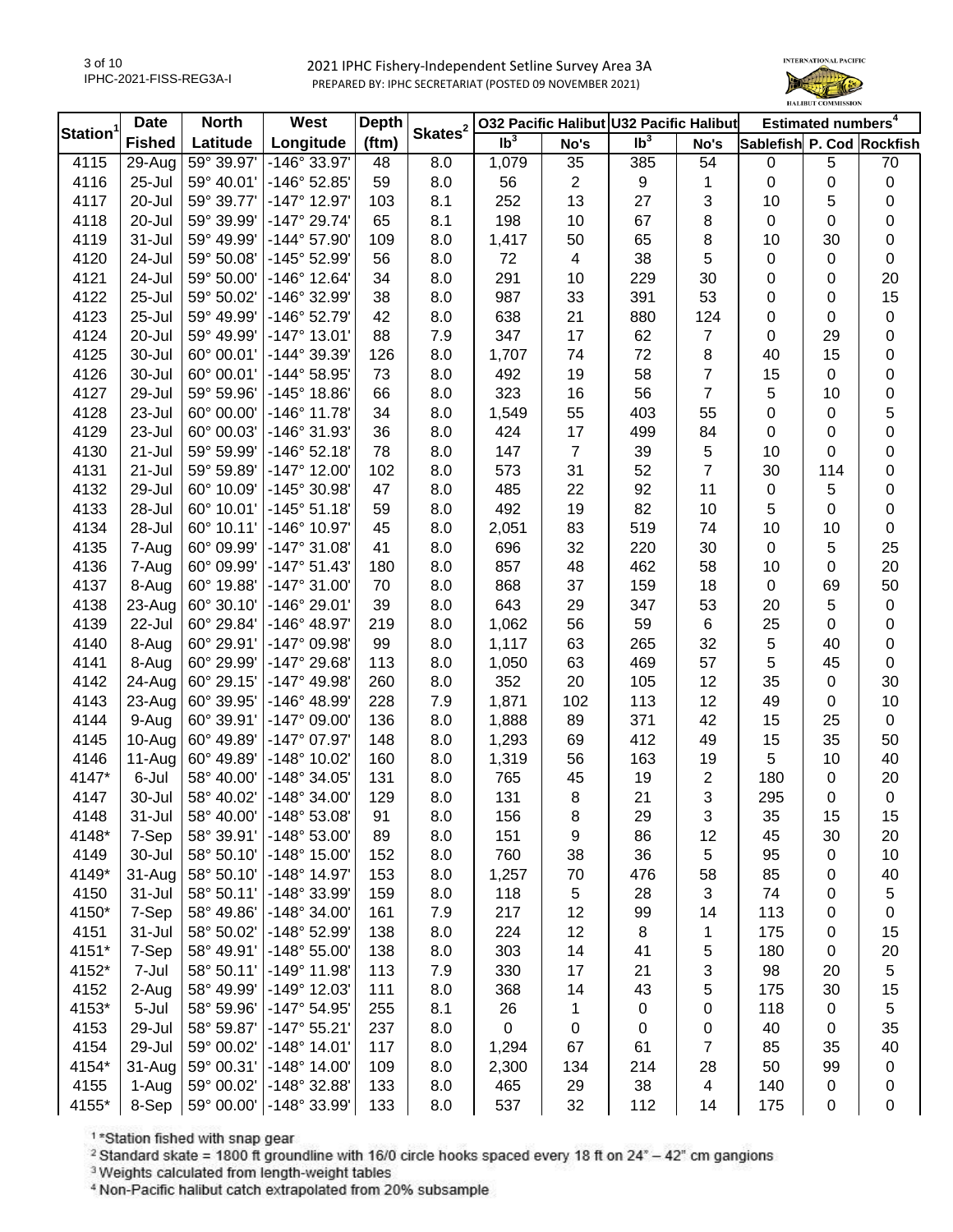# 2021 IPHC Fishery-Independent Setline Survey Area 3A

PREPARED BY: IPHC SECRETARIAT (POSTED 09 NOVEMBER 2021)

| Station[1] | Date | North | West | Depth | Skates[2] | O32 Pacific Halibut | | U32 Pacific Halibut | | Estimated numbers[4] | | |
|---|---|---|---|---|---|---|---|---|---|---|---|---|
| | Fished | Latitude | Longitude | (ftm) | | lb[3] | No's | lb[3] | No's | Sablefish | P. Cod | Rockfish |
| 4115 | 29-Aug | 59° 39.97' | -146° 33.97' | 48 | 8.0 | 1,079 | 35 | 385 | 54 | 0 | 5 | 70 |
| 4116 | 25-Jul | 59° 40.01' | -146° 52.85' | 59 | 8.0 | 56 | 2 | 9 | 1 | 0 | 0 | 0 |
| 4117 | 20-Jul | 59° 39.77' | -147° 12.97' | 103 | 8.1 | 252 | 13 | 27 | 3 | 10 | 5 | 0 |
| 4118 | 20-Jul | 59° 39.99' | -147° 29.74' | 65 | 8.1 | 198 | 10 | 67 | 8 | 0 | 0 | 0 |
| 4119 | 31-Jul | 59° 49.99' | -144° 57.90' | 109 | 8.0 | 1,417 | 50 | 65 | 8 | 10 | 30 | 0 |
| 4120 | 24-Jul | 59° 50.08' | -145° 52.99' | 56 | 8.0 | 72 | 4 | 38 | 5 | 0 | 0 | 0 |
| 4121 | 24-Jul | 59° 50.00' | -146° 12.64' | 34 | 8.0 | 291 | 10 | 229 | 30 | 0 | 0 | 20 |
| 4122 | 25-Jul | 59° 50.02' | -146° 32.99' | 38 | 8.0 | 987 | 33 | 391 | 53 | 0 | 0 | 15 |
| 4123 | 25-Jul | 59° 49.99' | -146° 52.79' | 42 | 8.0 | 638 | 21 | 880 | 124 | 0 | 0 | 0 |
| 4124 | 20-Jul | 59° 49.99' | -147° 13.01' | 88 | 7.9 | 347 | 17 | 62 | 7 | 0 | 29 | 0 |
| 4125 | 30-Jul | 60° 00.01' | -144° 39.39' | 126 | 8.0 | 1,707 | 74 | 72 | 8 | 40 | 15 | 0 |
| 4126 | 30-Jul | 60° 00.01' | -144° 58.95' | 73 | 8.0 | 492 | 19 | 58 | 7 | 15 | 0 | 0 |
| 4127 | 29-Jul | 59° 59.96' | -145° 18.86' | 66 | 8.0 | 323 | 16 | 56 | 7 | 5 | 10 | 0 |
| 4128 | 23-Jul | 60° 00.00' | -146° 11.78' | 34 | 8.0 | 1,549 | 55 | 403 | 55 | 0 | 0 | 5 |
| 4129 | 23-Jul | 60° 00.03' | -146° 31.93' | 36 | 8.0 | 424 | 17 | 499 | 84 | 0 | 0 | 0 |
| 4130 | 21-Jul | 59° 59.99' | -146° 52.18' | 78 | 8.0 | 147 | 7 | 39 | 5 | 10 | 0 | 0 |
| 4131 | 21-Jul | 59° 59.89' | -147° 12.00' | 102 | 8.0 | 573 | 31 | 52 | 7 | 30 | 114 | 0 |
| 4132 | 29-Jul | 60° 10.09' | -145° 30.98' | 47 | 8.0 | 485 | 22 | 92 | 11 | 0 | 5 | 0 |
| 4133 | 28-Jul | 60° 10.01' | -145° 51.18' | 59 | 8.0 | 492 | 19 | 82 | 10 | 5 | 0 | 0 |
| 4134 | 28-Jul | 60° 10.11' | -146° 10.97' | 45 | 8.0 | 2,051 | 83 | 519 | 74 | 10 | 10 | 0 |
| 4135 | 7-Aug | 60° 09.99' | -147° 31.08' | 41 | 8.0 | 696 | 32 | 220 | 30 | 0 | 5 | 25 |
| 4136 | 7-Aug | 60° 09.99' | -147° 51.43' | 180 | 8.0 | 857 | 48 | 462 | 58 | 10 | 0 | 20 |
| 4137 | 8-Aug | 60° 19.88' | -147° 31.00' | 70 | 8.0 | 868 | 37 | 159 | 18 | 0 | 69 | 50 |
| 4138 | 23-Aug | 60° 30.10' | -146° 29.01' | 39 | 8.0 | 643 | 29 | 347 | 53 | 20 | 5 | 0 |
| 4139 | 22-Jul | 60° 29.84' | -146° 48.97' | 219 | 8.0 | 1,062 | 56 | 59 | 6 | 25 | 0 | 0 |
| 4140 | 8-Aug | 60° 29.91' | -147° 09.98' | 99 | 8.0 | 1,117 | 63 | 265 | 32 | 5 | 40 | 0 |
| 4141 | 8-Aug | 60° 29.99' | -147° 29.68' | 113 | 8.0 | 1,050 | 63 | 469 | 57 | 5 | 45 | 0 |
| 4142 | 24-Aug | 60° 29.15' | -147° 49.98' | 260 | 8.0 | 352 | 20 | 105 | 12 | 35 | 0 | 30 |
| 4143 | 23-Aug | 60° 39.95' | -146° 48.99' | 228 | 7.9 | 1,871 | 102 | 113 | 12 | 49 | 0 | 10 |
| 4144 | 9-Aug | 60° 39.91' | -147° 09.00' | 136 | 8.0 | 1,888 | 89 | 371 | 42 | 15 | 25 | 0 |
| 4145 | 10-Aug | 60° 49.89' | -147° 07.97' | 148 | 8.0 | 1,293 | 69 | 412 | 49 | 15 | 35 | 50 |
| 4146 | 11-Aug | 60° 49.89' | -148° 10.02' | 160 | 8.0 | 1,319 | 56 | 163 | 19 | 5 | 10 | 40 |
| 4147* | 6-Jul | 58° 40.00' | -148° 34.05' | 131 | 8.0 | 765 | 45 | 19 | 2 | 180 | 0 | 20 |
| 4147 | 30-Jul | 58° 40.02' | -148° 34.00' | 129 | 8.0 | 131 | 8 | 21 | 3 | 295 | 0 | 0 |
| 4148 | 31-Jul | 58° 40.00' | -148° 53.08' | 91 | 8.0 | 156 | 8 | 29 | 3 | 35 | 15 | 15 |
| 4148* | 7-Sep | 58° 39.91' | -148° 53.00' | 89 | 8.0 | 151 | 9 | 86 | 12 | 45 | 30 | 20 |
| 4149 | 30-Jul | 58° 50.10' | -148° 15.00' | 152 | 8.0 | 760 | 38 | 36 | 5 | 95 | 0 | 10 |
| 4149* | 31-Aug | 58° 50.10' | -148° 14.97' | 153 | 8.0 | 1,257 | 70 | 476 | 58 | 85 | 0 | 40 |
| 4150 | 31-Jul | 58° 50.11' | -148° 33.99' | 159 | 8.0 | 118 | 5 | 28 | 3 | 74 | 0 | 5 |
| 4150* | 7-Sep | 58° 49.86' | -148° 34.00' | 161 | 7.9 | 217 | 12 | 99 | 14 | 113 | 0 | 0 |
| 4151 | 31-Jul | 58° 50.02' | -148° 52.99' | 138 | 8.0 | 224 | 12 | 8 | 1 | 175 | 0 | 15 |
| 4151* | 7-Sep | 58° 49.91' | -148° 55.00' | 138 | 8.0 | 303 | 14 | 41 | 5 | 180 | 0 | 20 |
| 4152* | 7-Jul | 58° 50.11' | -149° 11.98' | 113 | 7.9 | 330 | 17 | 21 | 3 | 98 | 20 | 5 |
| 4152 | 2-Aug | 58° 49.99' | -149° 12.03' | 111 | 8.0 | 368 | 14 | 43 | 5 | 175 | 30 | 15 |
| 4153* | 5-Jul | 58° 59.96' | -147° 54.95' | 255 | 8.1 | 26 | 1 | 0 | 0 | 118 | 0 | 5 |
| 4153 | 29-Jul | 58° 59.87' | -147° 55.21' | 237 | 8.0 | 0 | 0 | 0 | 0 | 40 | 0 | 35 |
| 4154 | 29-Jul | 59° 00.02' | -148° 14.01' | 117 | 8.0 | 1,294 | 67 | 61 | 7 | 85 | 35 | 40 |
| 4154* | 31-Aug | 59° 00.31' | -148° 14.00' | 109 | 8.0 | 2,300 | 134 | 214 | 28 | 50 | 99 | 0 |
| 4155 | 1-Aug | 59° 00.02' | -148° 32.88' | 133 | 8.0 | 465 | 29 | 38 | 4 | 140 | 0 | 0 |
| 4155* | 8-Sep | 59° 00.00' | -148° 33.99' | 133 | 8.0 | 537 | 32 | 112 | 14 | 175 | 0 | 0 |

[1] *Station fished with snap gear

[2] Standard skate = 1800 ft groundline with 16/0 circle hooks spaced every 18 ft on 24" – 42" cm gangions

[3] Weights calculated from length-weight tables

[4] Non-Pacific halibut catch extrapolated from 20% subsample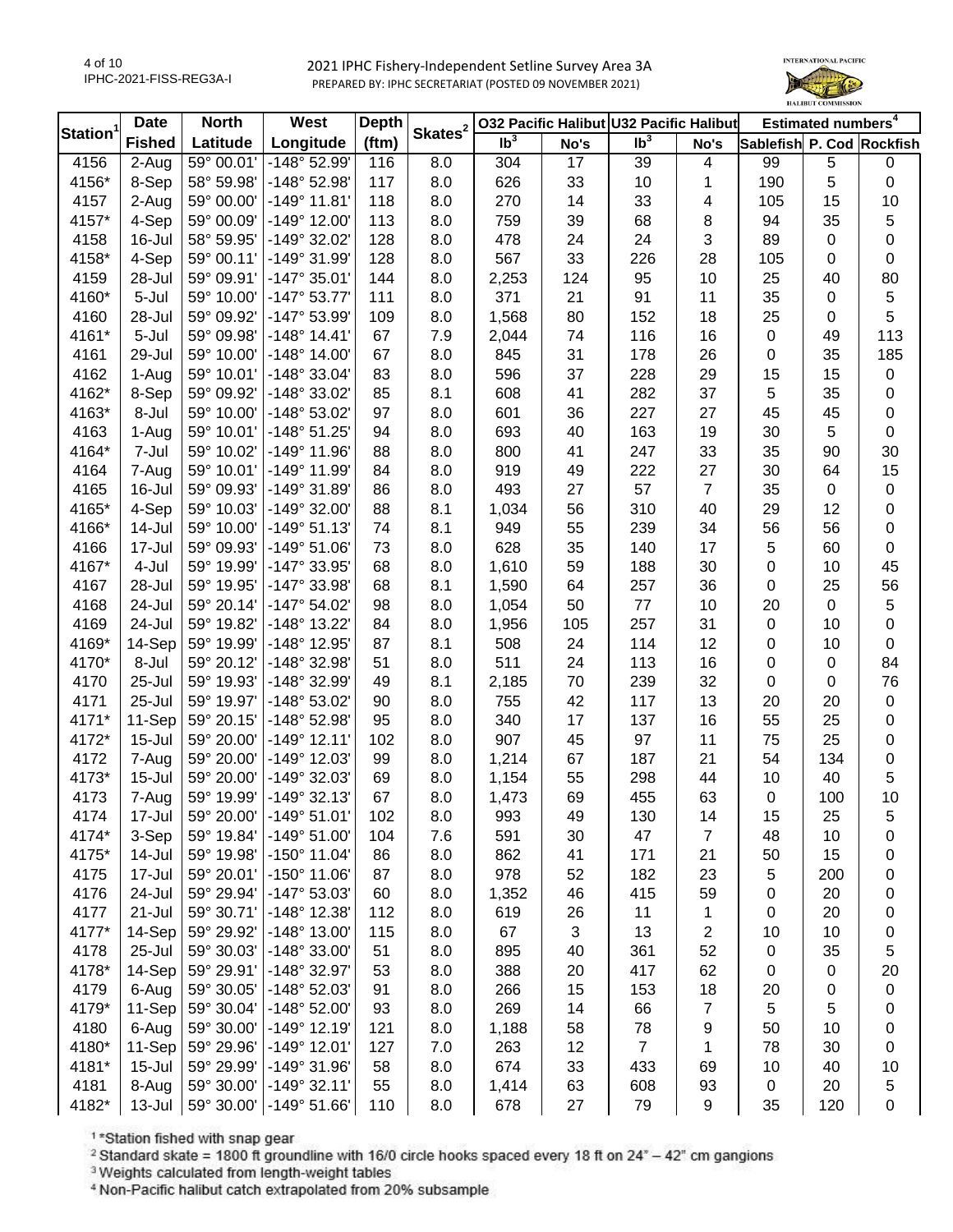# 2021 IPHC Fishery-Independent Setline Survey Area 3A

PREPARED BY: IPHC SECRETARIAT (POSTED 09 NOVEMBER 2021)

| Station[1] | Date Fished | North Latitude | West Longitude | Depth (ftm) | Skates[2] | O32 Pacific Halibut lb[3] | O32 Pacific Halibut No's | U32 Pacific Halibut lb[3] | U32 Pacific Halibut No's | Estimated numbers[4] Sablefish | Estimated numbers[4] P. Cod | Estimated numbers[4] Rockfish |
|---|---|---|---|---|---|---|---|---|---|---|---|---|
| 4156 | 2-Aug | 59° 00.01' | -148° 52.99' | 116 | 8.0 | 304 | 17 | 39 | 4 | 99 | 5 | 0 |
| 4156* | 8-Sep | 58° 59.98' | -148° 52.98' | 117 | 8.0 | 626 | 33 | 10 | 1 | 190 | 5 | 0 |
| 4157 | 2-Aug | 59° 00.00' | -149° 11.81' | 118 | 8.0 | 270 | 14 | 33 | 4 | 105 | 15 | 10 |
| 4157* | 4-Sep | 59° 00.09' | -149° 12.00' | 113 | 8.0 | 759 | 39 | 68 | 8 | 94 | 35 | 5 |
| 4158 | 16-Jul | 58° 59.95' | -149° 32.02' | 128 | 8.0 | 478 | 24 | 24 | 3 | 89 | 0 | 0 |
| 4158* | 4-Sep | 59° 00.11' | -149° 31.99' | 128 | 8.0 | 567 | 33 | 226 | 28 | 105 | 0 | 0 |
| 4159 | 28-Jul | 59° 09.91' | -147° 35.01' | 144 | 8.0 | 2,253 | 124 | 95 | 10 | 25 | 40 | 80 |
| 4160* | 5-Jul | 59° 10.00' | -147° 53.77' | 111 | 8.0 | 371 | 21 | 91 | 11 | 35 | 0 | 5 |
| 4160 | 28-Jul | 59° 09.92' | -147° 53.99' | 109 | 8.0 | 1,568 | 80 | 152 | 18 | 25 | 0 | 5 |
| 4161* | 5-Jul | 59° 09.98' | -148° 14.41' | 67 | 7.9 | 2,044 | 74 | 116 | 16 | 0 | 49 | 113 |
| 4161 | 29-Jul | 59° 10.00' | -148° 14.00' | 67 | 8.0 | 845 | 31 | 178 | 26 | 0 | 35 | 185 |
| 4162 | 1-Aug | 59° 10.01' | -148° 33.04' | 83 | 8.0 | 596 | 37 | 228 | 29 | 15 | 15 | 0 |
| 4162* | 8-Sep | 59° 09.92' | -148° 33.02' | 85 | 8.1 | 608 | 41 | 282 | 37 | 5 | 35 | 0 |
| 4163* | 8-Jul | 59° 10.00' | -148° 53.02' | 97 | 8.0 | 601 | 36 | 227 | 27 | 45 | 45 | 0 |
| 4163 | 1-Aug | 59° 10.01' | -148° 51.25' | 94 | 8.0 | 693 | 40 | 163 | 19 | 30 | 5 | 0 |
| 4164* | 7-Jul | 59° 10.02' | -149° 11.96' | 88 | 8.0 | 800 | 41 | 247 | 33 | 35 | 90 | 30 |
| 4164 | 7-Aug | 59° 10.01' | -149° 11.99' | 84 | 8.0 | 919 | 49 | 222 | 27 | 30 | 64 | 15 |
| 4165 | 16-Jul | 59° 09.93' | -149° 31.89' | 86 | 8.0 | 493 | 27 | 57 | 7 | 35 | 0 | 0 |
| 4165* | 4-Sep | 59° 10.03' | -149° 32.00' | 88 | 8.1 | 1,034 | 56 | 310 | 40 | 29 | 12 | 0 |
| 4166* | 14-Jul | 59° 10.00' | -149° 51.13' | 74 | 8.1 | 949 | 55 | 239 | 34 | 56 | 56 | 0 |
| 4166 | 17-Jul | 59° 09.93' | -149° 51.06' | 73 | 8.0 | 628 | 35 | 140 | 17 | 5 | 60 | 0 |
| 4167* | 4-Jul | 59° 19.99' | -147° 33.95' | 68 | 8.0 | 1,610 | 59 | 188 | 30 | 0 | 10 | 45 |
| 4167 | 28-Jul | 59° 19.95' | -147° 33.98' | 68 | 8.1 | 1,590 | 64 | 257 | 36 | 0 | 25 | 56 |
| 4168 | 24-Jul | 59° 20.14' | -147° 54.02' | 98 | 8.0 | 1,054 | 50 | 77 | 10 | 20 | 0 | 5 |
| 4169 | 24-Jul | 59° 19.82' | -148° 13.22' | 84 | 8.0 | 1,956 | 105 | 257 | 31 | 0 | 10 | 0 |
| 4169* | 14-Sep | 59° 19.99' | -148° 12.95' | 87 | 8.1 | 508 | 24 | 114 | 12 | 0 | 10 | 0 |
| 4170* | 8-Jul | 59° 20.12' | -148° 32.98' | 51 | 8.0 | 511 | 24 | 113 | 16 | 0 | 0 | 84 |
| 4170 | 25-Jul | 59° 19.93' | -148° 32.99' | 49 | 8.1 | 2,185 | 70 | 239 | 32 | 0 | 0 | 76 |
| 4171 | 25-Jul | 59° 19.97' | -148° 53.02' | 90 | 8.0 | 755 | 42 | 117 | 13 | 20 | 20 | 0 |
| 4171* | 11-Sep | 59° 20.15' | -148° 52.98' | 95 | 8.0 | 340 | 17 | 137 | 16 | 55 | 25 | 0 |
| 4172* | 15-Jul | 59° 20.00' | -149° 12.11' | 102 | 8.0 | 907 | 45 | 97 | 11 | 75 | 25 | 0 |
| 4172 | 7-Aug | 59° 20.00' | -149° 12.03' | 99 | 8.0 | 1,214 | 67 | 187 | 21 | 54 | 134 | 0 |
| 4173* | 15-Jul | 59° 20.00' | -149° 32.03' | 69 | 8.0 | 1,154 | 55 | 298 | 44 | 10 | 40 | 5 |
| 4173 | 7-Aug | 59° 19.99' | -149° 32.13' | 67 | 8.0 | 1,473 | 69 | 455 | 63 | 0 | 100 | 10 |
| 4174 | 17-Jul | 59° 20.00' | -149° 51.01' | 102 | 8.0 | 993 | 49 | 130 | 14 | 15 | 25 | 5 |
| 4174* | 3-Sep | 59° 19.84' | -149° 51.00' | 104 | 7.6 | 591 | 30 | 47 | 7 | 48 | 10 | 0 |
| 4175* | 14-Jul | 59° 19.98' | -150° 11.04' | 86 | 8.0 | 862 | 41 | 171 | 21 | 50 | 15 | 0 |
| 4175 | 17-Jul | 59° 20.01' | -150° 11.06' | 87 | 8.0 | 978 | 52 | 182 | 23 | 5 | 200 | 0 |
| 4176 | 24-Jul | 59° 29.94' | -147° 53.03' | 60 | 8.0 | 1,352 | 46 | 415 | 59 | 0 | 20 | 0 |
| 4177 | 21-Jul | 59° 30.71' | -148° 12.38' | 112 | 8.0 | 619 | 26 | 11 | 1 | 0 | 20 | 0 |
| 4177* | 14-Sep | 59° 29.92' | -148° 13.00' | 115 | 8.0 | 67 | 3 | 13 | 2 | 10 | 10 | 0 |
| 4178 | 25-Jul | 59° 30.03' | -148° 33.00' | 51 | 8.0 | 895 | 40 | 361 | 52 | 0 | 35 | 5 |
| 4178* | 14-Sep | 59° 29.91' | -148° 32.97' | 53 | 8.0 | 388 | 20 | 417 | 62 | 0 | 0 | 20 |
| 4179 | 6-Aug | 59° 30.05' | -148° 52.03' | 91 | 8.0 | 266 | 15 | 153 | 18 | 20 | 0 | 0 |
| 4179* | 11-Sep | 59° 30.04' | -148° 52.00' | 93 | 8.0 | 269 | 14 | 66 | 7 | 5 | 5 | 0 |
| 4180 | 6-Aug | 59° 30.00' | -149° 12.19' | 121 | 8.0 | 1,188 | 58 | 78 | 9 | 50 | 10 | 0 |
| 4180* | 11-Sep | 59° 29.96' | -149° 12.01' | 127 | 7.0 | 263 | 12 | 7 | 1 | 78 | 30 | 0 |
| 4181* | 15-Jul | 59° 29.99' | -149° 31.96' | 58 | 8.0 | 674 | 33 | 433 | 69 | 10 | 40 | 10 |
| 4181 | 8-Aug | 59° 30.00' | -149° 32.11' | 55 | 8.0 | 1,414 | 63 | 608 | 93 | 0 | 20 | 5 |
| 4182* | 13-Jul | 59° 30.00' | -149° 51.66' | 110 | 8.0 | 678 | 27 | 79 | 9 | 35 | 120 | 0 |

[1] *Station fished with snap gear

[2] Standard skate = 1800 ft groundline with 16/0 circle hooks spaced every 18 ft on 24" – 42" cm gangions

[3] Weights calculated from length-weight tables

[4] Non-Pacific halibut catch extrapolated from 20% subsample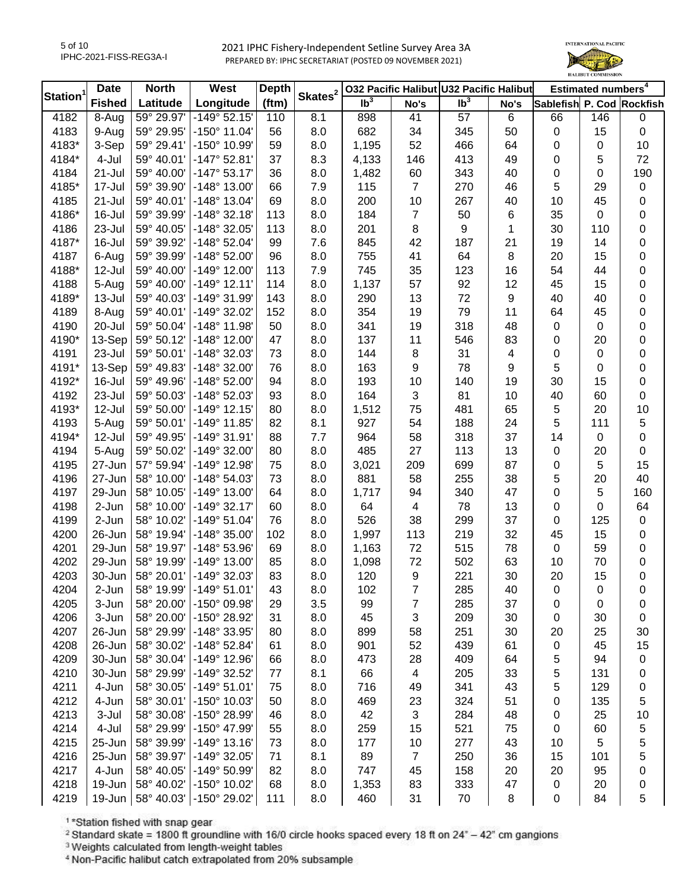# 2021 IPHC Fishery-Independent Setline Survey Area 3A

PREPARED BY: IPHC SECRETARIAT (POSTED 09 NOVEMBER 2021)

| Station[1] | Date Fished | North Latitude | West Longitude | Depth (ftm) | Skates[2] | O32 Pacific Halibut lb[3] | O32 Pacific Halibut No's | U32 Pacific Halibut lb[3] | U32 Pacific Halibut No's | Estimated numbers[4] Sablefish | Estimated numbers[4] P. Cod | Estimated numbers[4] Rockfish |
|---|---|---|---|---|---|---|---|---|---|---|---|---|
| 4182 | 8-Aug | 59° 29.97' | -149° 52.15' | 110 | 8.1 | 898 | 41 | 57 | 6 | 66 | 146 | 0 |
| 4183 | 9-Aug | 59° 29.95' | -150° 11.04' | 56 | 8.0 | 682 | 34 | 345 | 50 | 0 | 15 | 0 |
| 4183* | 3-Sep | 59° 29.41' | -150° 10.99' | 59 | 8.0 | 1,195 | 52 | 466 | 64 | 0 | 0 | 10 |
| 4184* | 4-Jul | 59° 40.01' | -147° 52.81' | 37 | 8.3 | 4,133 | 146 | 413 | 49 | 0 | 5 | 72 |
| 4184 | 21-Jul | 59° 40.00' | -147° 53.17' | 36 | 8.0 | 1,482 | 60 | 343 | 40 | 0 | 0 | 190 |
| 4185* | 17-Jul | 59° 39.90' | -148° 13.00' | 66 | 7.9 | 115 | 7 | 270 | 46 | 5 | 29 | 0 |
| 4185 | 21-Jul | 59° 40.01' | -148° 13.04' | 69 | 8.0 | 200 | 10 | 267 | 40 | 10 | 45 | 0 |
| 4186* | 16-Jul | 59° 39.99' | -148° 32.18' | 113 | 8.0 | 184 | 7 | 50 | 6 | 35 | 0 | 0 |
| 4186 | 23-Jul | 59° 40.05' | -148° 32.05' | 113 | 8.0 | 201 | 8 | 9 | 1 | 30 | 110 | 0 |
| 4187* | 16-Jul | 59° 39.92' | -148° 52.04' | 99 | 7.6 | 845 | 42 | 187 | 21 | 19 | 14 | 0 |
| 4187 | 6-Aug | 59° 39.99' | -148° 52.00' | 96 | 8.0 | 755 | 41 | 64 | 8 | 20 | 15 | 0 |
| 4188* | 12-Jul | 59° 40.00' | -149° 12.00' | 113 | 7.9 | 745 | 35 | 123 | 16 | 54 | 44 | 0 |
| 4188 | 5-Aug | 59° 40.00' | -149° 12.11' | 114 | 8.0 | 1,137 | 57 | 92 | 12 | 45 | 15 | 0 |
| 4189* | 13-Jul | 59° 40.03' | -149° 31.99' | 143 | 8.0 | 290 | 13 | 72 | 9 | 40 | 40 | 0 |
| 4189 | 8-Aug | 59° 40.01' | -149° 32.02' | 152 | 8.0 | 354 | 19 | 79 | 11 | 64 | 45 | 0 |
| 4190 | 20-Jul | 59° 50.04' | -148° 11.98' | 50 | 8.0 | 341 | 19 | 318 | 48 | 0 | 0 | 0 |
| 4190* | 13-Sep | 59° 50.12' | -148° 12.00' | 47 | 8.0 | 137 | 11 | 546 | 83 | 0 | 20 | 0 |
| 4191 | 23-Jul | 59° 50.01' | -148° 32.03' | 73 | 8.0 | 144 | 8 | 31 | 4 | 0 | 0 | 0 |
| 4191* | 13-Sep | 59° 49.83' | -148° 32.00' | 76 | 8.0 | 163 | 9 | 78 | 9 | 5 | 0 | 0 |
| 4192* | 16-Jul | 59° 49.96' | -148° 52.00' | 94 | 8.0 | 193 | 10 | 140 | 19 | 30 | 15 | 0 |
| 4192 | 23-Jul | 59° 50.03' | -148° 52.03' | 93 | 8.0 | 164 | 3 | 81 | 10 | 40 | 60 | 0 |
| 4193* | 12-Jul | 59° 50.00' | -149° 12.15' | 80 | 8.0 | 1,512 | 75 | 481 | 65 | 5 | 20 | 10 |
| 4193 | 5-Aug | 59° 50.01' | -149° 11.85' | 82 | 8.1 | 927 | 54 | 188 | 24 | 5 | 111 | 5 |
| 4194* | 12-Jul | 59° 49.95' | -149° 31.91' | 88 | 7.7 | 964 | 58 | 318 | 37 | 14 | 0 | 0 |
| 4194 | 5-Aug | 59° 50.02' | -149° 32.00' | 80 | 8.0 | 485 | 27 | 113 | 13 | 0 | 20 | 0 |
| 4195 | 27-Jun | 57° 59.94' | -149° 12.98' | 75 | 8.0 | 3,021 | 209 | 699 | 87 | 0 | 5 | 15 |
| 4196 | 27-Jun | 58° 10.00' | -148° 54.03' | 73 | 8.0 | 881 | 58 | 255 | 38 | 5 | 20 | 40 |
| 4197 | 29-Jun | 58° 10.05' | -149° 13.00' | 64 | 8.0 | 1,717 | 94 | 340 | 47 | 0 | 5 | 160 |
| 4198 | 2-Jun | 58° 10.00' | -149° 32.17' | 60 | 8.0 | 64 | 4 | 78 | 13 | 0 | 0 | 64 |
| 4199 | 2-Jun | 58° 10.02' | -149° 51.04' | 76 | 8.0 | 526 | 38 | 299 | 37 | 0 | 125 | 0 |
| 4200 | 26-Jun | 58° 19.94' | -148° 35.00' | 102 | 8.0 | 1,997 | 113 | 219 | 32 | 45 | 15 | 0 |
| 4201 | 29-Jun | 58° 19.97' | -148° 53.96' | 69 | 8.0 | 1,163 | 72 | 515 | 78 | 0 | 59 | 0 |
| 4202 | 29-Jun | 58° 19.99' | -149° 13.00' | 85 | 8.0 | 1,098 | 72 | 502 | 63 | 10 | 70 | 0 |
| 4203 | 30-Jun | 58° 20.01' | -149° 32.03' | 83 | 8.0 | 120 | 9 | 221 | 30 | 20 | 15 | 0 |
| 4204 | 2-Jun | 58° 19.99' | -149° 51.01' | 43 | 8.0 | 102 | 7 | 285 | 40 | 0 | 0 | 0 |
| 4205 | 3-Jun | 58° 20.00' | -150° 09.98' | 29 | 3.5 | 99 | 7 | 285 | 37 | 0 | 0 | 0 |
| 4206 | 3-Jun | 58° 20.00' | -150° 28.92' | 31 | 8.0 | 45 | 3 | 209 | 30 | 0 | 30 | 0 |
| 4207 | 26-Jun | 58° 29.99' | -148° 33.95' | 80 | 8.0 | 899 | 58 | 251 | 30 | 20 | 25 | 30 |
| 4208 | 26-Jun | 58° 30.02' | -148° 52.84' | 61 | 8.0 | 901 | 52 | 439 | 61 | 0 | 45 | 15 |
| 4209 | 30-Jun | 58° 30.04' | -149° 12.96' | 66 | 8.0 | 473 | 28 | 409 | 64 | 5 | 94 | 0 |
| 4210 | 30-Jun | 58° 29.99' | -149° 32.52' | 77 | 8.1 | 66 | 4 | 205 | 33 | 5 | 131 | 0 |
| 4211 | 4-Jun | 58° 30.05' | -149° 51.01' | 75 | 8.0 | 716 | 49 | 341 | 43 | 5 | 129 | 0 |
| 4212 | 4-Jun | 58° 30.01' | -150° 10.03' | 50 | 8.0 | 469 | 23 | 324 | 51 | 0 | 135 | 5 |
| 4213 | 3-Jul | 58° 30.08' | -150° 28.99' | 46 | 8.0 | 42 | 3 | 284 | 48 | 0 | 25 | 10 |
| 4214 | 4-Jul | 58° 29.99' | -150° 47.99' | 55 | 8.0 | 259 | 15 | 521 | 75 | 0 | 60 | 5 |
| 4215 | 25-Jun | 58° 39.99' | -149° 13.16' | 73 | 8.0 | 177 | 10 | 277 | 43 | 10 | 5 | 5 |
| 4216 | 25-Jun | 58° 39.97' | -149° 32.05' | 71 | 8.1 | 89 | 7 | 250 | 36 | 15 | 101 | 5 |
| 4217 | 4-Jun | 58° 40.05' | -149° 50.99' | 82 | 8.0 | 747 | 45 | 158 | 20 | 20 | 95 | 0 |
| 4218 | 19-Jun | 58° 40.02' | -150° 10.02' | 68 | 8.0 | 1,353 | 83 | 333 | 47 | 0 | 20 | 0 |
| 4219 | 19-Jun | 58° 40.03' | -150° 29.02' | 111 | 8.0 | 460 | 31 | 70 | 8 | 0 | 84 | 5 |

[1] *Station fished with snap gear

[2] Standard skate = 1800 ft groundline with 16/0 circle hooks spaced every 18 ft on 24" – 42" cm gangions

[3] Weights calculated from length-weight tables

[4] Non-Pacific halibut catch extrapolated from 20% subsample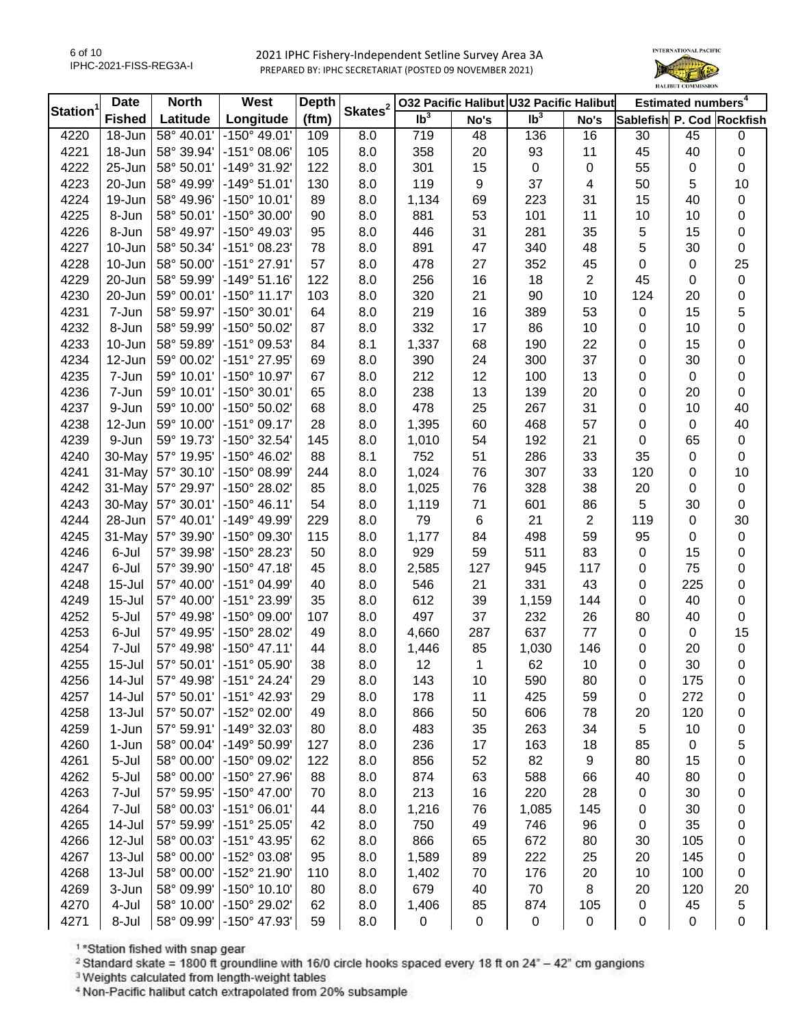# 2021 IPHC Fishery-Independent Setline Survey Area 3A

PREPARED BY: IPHC SECRETARIAT (POSTED 09 NOVEMBER 2021)

| Station[1] | Date Fished | North Latitude | West Longitude | Depth (ftm) | Skates[2] | O32 Pacific Halibut lb[3] | O32 Pacific Halibut No's | U32 Pacific Halibut lb[3] | U32 Pacific Halibut No's | Estimated numbers[4] Sablefish | Estimated numbers[4] P. Cod | Estimated numbers[4] Rockfish |
|---|---|---|---|---|---|---|---|---|---|---|---|---|
| 4220 | 18-Jun | 58° 40.01' | -150° 49.01' | 109 | 8.0 | 719 | 48 | 136 | 16 | 30 | 45 | 0 |
| 4221 | 18-Jun | 58° 39.94' | -151° 08.06' | 105 | 8.0 | 358 | 20 | 93 | 11 | 45 | 40 | 0 |
| 4222 | 25-Jun | 58° 50.01' | -149° 31.92' | 122 | 8.0 | 301 | 15 | 0 | 0 | 55 | 0 | 0 |
| 4223 | 20-Jun | 58° 49.99' | -149° 51.01' | 130 | 8.0 | 119 | 9 | 37 | 4 | 50 | 5 | 10 |
| 4224 | 19-Jun | 58° 49.96' | -150° 10.01' | 89 | 8.0 | 1,134 | 69 | 223 | 31 | 15 | 40 | 0 |
| 4225 | 8-Jun | 58° 50.01' | -150° 30.00' | 90 | 8.0 | 881 | 53 | 101 | 11 | 10 | 10 | 0 |
| 4226 | 8-Jun | 58° 49.97' | -150° 49.03' | 95 | 8.0 | 446 | 31 | 281 | 35 | 5 | 15 | 0 |
| 4227 | 10-Jun | 58° 50.34' | -151° 08.23' | 78 | 8.0 | 891 | 47 | 340 | 48 | 5 | 30 | 0 |
| 4228 | 10-Jun | 58° 50.00' | -151° 27.91' | 57 | 8.0 | 478 | 27 | 352 | 45 | 0 | 0 | 25 |
| 4229 | 20-Jun | 58° 59.99' | -149° 51.16' | 122 | 8.0 | 256 | 16 | 18 | 2 | 45 | 0 | 0 |
| 4230 | 20-Jun | 59° 00.01' | -150° 11.17' | 103 | 8.0 | 320 | 21 | 90 | 10 | 124 | 20 | 0 |
| 4231 | 7-Jun | 58° 59.97' | -150° 30.01' | 64 | 8.0 | 219 | 16 | 389 | 53 | 0 | 15 | 5 |
| 4232 | 8-Jun | 58° 59.99' | -150° 50.02' | 87 | 8.0 | 332 | 17 | 86 | 10 | 0 | 10 | 0 |
| 4233 | 10-Jun | 58° 59.89' | -151° 09.53' | 84 | 8.1 | 1,337 | 68 | 190 | 22 | 0 | 15 | 0 |
| 4234 | 12-Jun | 59° 00.02' | -151° 27.95' | 69 | 8.0 | 390 | 24 | 300 | 37 | 0 | 30 | 0 |
| 4235 | 7-Jun | 59° 10.01' | -150° 10.97' | 67 | 8.0 | 212 | 12 | 100 | 13 | 0 | 0 | 0 |
| 4236 | 7-Jun | 59° 10.01' | -150° 30.01' | 65 | 8.0 | 238 | 13 | 139 | 20 | 0 | 20 | 0 |
| 4237 | 9-Jun | 59° 10.00' | -150° 50.02' | 68 | 8.0 | 478 | 25 | 267 | 31 | 0 | 10 | 40 |
| 4238 | 12-Jun | 59° 10.00' | -151° 09.17' | 28 | 8.0 | 1,395 | 60 | 468 | 57 | 0 | 0 | 40 |
| 4239 | 9-Jun | 59° 19.73' | -150° 32.54' | 145 | 8.0 | 1,010 | 54 | 192 | 21 | 0 | 65 | 0 |
| 4240 | 30-May | 57° 19.95' | -150° 46.02' | 88 | 8.1 | 752 | 51 | 286 | 33 | 35 | 0 | 0 |
| 4241 | 31-May | 57° 30.10' | -150° 08.99' | 244 | 8.0 | 1,024 | 76 | 307 | 33 | 120 | 0 | 10 |
| 4242 | 31-May | 57° 29.97' | -150° 28.02' | 85 | 8.0 | 1,025 | 76 | 328 | 38 | 20 | 0 | 0 |
| 4243 | 30-May | 57° 30.01' | -150° 46.11' | 54 | 8.0 | 1,119 | 71 | 601 | 86 | 5 | 30 | 0 |
| 4244 | 28-Jun | 57° 40.01' | -149° 49.99' | 229 | 8.0 | 79 | 6 | 21 | 2 | 119 | 0 | 30 |
| 4245 | 31-May | 57° 39.90' | -150° 09.30' | 115 | 8.0 | 1,177 | 84 | 498 | 59 | 95 | 0 | 0 |
| 4246 | 6-Jul | 57° 39.98' | -150° 28.23' | 50 | 8.0 | 929 | 59 | 511 | 83 | 0 | 15 | 0 |
| 4247 | 6-Jul | 57° 39.90' | -150° 47.18' | 45 | 8.0 | 2,585 | 127 | 945 | 117 | 0 | 75 | 0 |
| 4248 | 15-Jul | 57° 40.00' | -151° 04.99' | 40 | 8.0 | 546 | 21 | 331 | 43 | 0 | 225 | 0 |
| 4249 | 15-Jul | 57° 40.00' | -151° 23.99' | 35 | 8.0 | 612 | 39 | 1,159 | 144 | 0 | 40 | 0 |
| 4252 | 5-Jul | 57° 49.98' | -150° 09.00' | 107 | 8.0 | 497 | 37 | 232 | 26 | 80 | 40 | 0 |
| 4253 | 6-Jul | 57° 49.95' | -150° 28.02' | 49 | 8.0 | 4,660 | 287 | 637 | 77 | 0 | 0 | 15 |
| 4254 | 7-Jul | 57° 49.98' | -150° 47.11' | 44 | 8.0 | 1,446 | 85 | 1,030 | 146 | 0 | 20 | 0 |
| 4255 | 15-Jul | 57° 50.01' | -151° 05.90' | 38 | 8.0 | 12 | 1 | 62 | 10 | 0 | 30 | 0 |
| 4256 | 14-Jul | 57° 49.98' | -151° 24.24' | 29 | 8.0 | 143 | 10 | 590 | 80 | 0 | 175 | 0 |
| 4257 | 14-Jul | 57° 50.01' | -151° 42.93' | 29 | 8.0 | 178 | 11 | 425 | 59 | 0 | 272 | 0 |
| 4258 | 13-Jul | 57° 50.07' | -152° 02.00' | 49 | 8.0 | 866 | 50 | 606 | 78 | 20 | 120 | 0 |
| 4259 | 1-Jun | 57° 59.91' | -149° 32.03' | 80 | 8.0 | 483 | 35 | 263 | 34 | 5 | 10 | 0 |
| 4260 | 1-Jun | 58° 00.04' | -149° 50.99' | 127 | 8.0 | 236 | 17 | 163 | 18 | 85 | 0 | 5 |
| 4261 | 5-Jul | 58° 00.00' | -150° 09.02' | 122 | 8.0 | 856 | 52 | 82 | 9 | 80 | 15 | 0 |
| 4262 | 5-Jul | 58° 00.00' | -150° 27.96' | 88 | 8.0 | 874 | 63 | 588 | 66 | 40 | 80 | 0 |
| 4263 | 7-Jul | 57° 59.95' | -150° 47.00' | 70 | 8.0 | 213 | 16 | 220 | 28 | 0 | 30 | 0 |
| 4264 | 7-Jul | 58° 00.03' | -151° 06.01' | 44 | 8.0 | 1,216 | 76 | 1,085 | 145 | 0 | 30 | 0 |
| 4265 | 14-Jul | 57° 59.99' | -151° 25.05' | 42 | 8.0 | 750 | 49 | 746 | 96 | 0 | 35 | 0 |
| 4266 | 12-Jul | 58° 00.03' | -151° 43.95' | 62 | 8.0 | 866 | 65 | 672 | 80 | 30 | 105 | 0 |
| 4267 | 13-Jul | 58° 00.00' | -152° 03.08' | 95 | 8.0 | 1,589 | 89 | 222 | 25 | 20 | 145 | 0 |
| 4268 | 13-Jul | 58° 00.00' | -152° 21.90' | 110 | 8.0 | 1,402 | 70 | 176 | 20 | 10 | 100 | 0 |
| 4269 | 3-Jun | 58° 09.99' | -150° 10.10' | 80 | 8.0 | 679 | 40 | 70 | 8 | 20 | 120 | 20 |
| 4270 | 4-Jul | 58° 10.00' | -150° 29.02' | 62 | 8.0 | 1,406 | 85 | 874 | 105 | 0 | 45 | 5 |
| 4271 | 8-Jul | 58° 09.99' | -150° 47.93' | 59 | 8.0 | 0 | 0 | 0 | 0 | 0 | 0 | 0 |

[1] *Station fished with snap gear

[2] Standard skate = 1800 ft groundline with 16/0 circle hooks spaced every 18 ft on 24" – 42" cm gangions

[3] Weights calculated from length-weight tables

[4] Non-Pacific halibut catch extrapolated from 20% subsample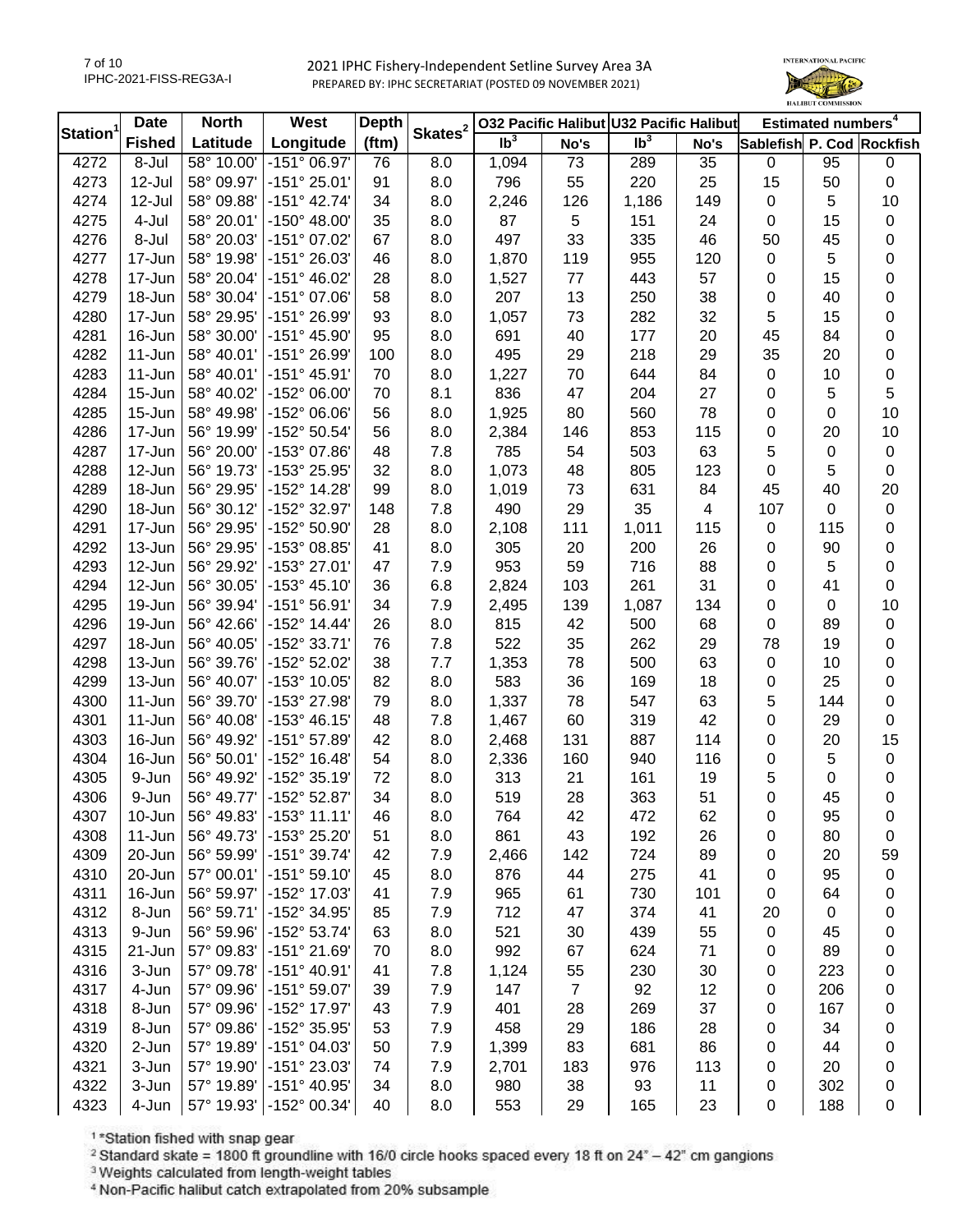# 2021 IPHC Fishery-Independent Setline Survey Area 3A

PREPARED BY: IPHC SECRETARIAT (POSTED 09 NOVEMBER 2021)

| Station[1] | Date Fished | North Latitude | West Longitude | Depth (ftm) | Skates[2] | O32 Pacific Halibut lb[3] | O32 Pacific Halibut No's | U32 Pacific Halibut lb[3] | U32 Pacific Halibut No's | Estimated numbers[4] Sablefish | Estimated numbers[4] P. Cod | Estimated numbers[4] Rockfish |
|---|---|---|---|---|---|---|---|---|---|---|---|---|
| 4272 | 8-Jul | 58° 10.00' | -151° 06.97' | 76 | 8.0 | 1,094 | 73 | 289 | 35 | 0 | 95 | 0 |
| 4273 | 12-Jul | 58° 09.97' | -151° 25.01' | 91 | 8.0 | 796 | 55 | 220 | 25 | 15 | 50 | 0 |
| 4274 | 12-Jul | 58° 09.88' | -151° 42.74' | 34 | 8.0 | 2,246 | 126 | 1,186 | 149 | 0 | 5 | 10 |
| 4275 | 4-Jul | 58° 20.01' | -150° 48.00' | 35 | 8.0 | 87 | 5 | 151 | 24 | 0 | 15 | 0 |
| 4276 | 8-Jul | 58° 20.03' | -151° 07.02' | 67 | 8.0 | 497 | 33 | 335 | 46 | 50 | 45 | 0 |
| 4277 | 17-Jun | 58° 19.98' | -151° 26.03' | 46 | 8.0 | 1,870 | 119 | 955 | 120 | 0 | 5 | 0 |
| 4278 | 17-Jun | 58° 20.04' | -151° 46.02' | 28 | 8.0 | 1,527 | 77 | 443 | 57 | 0 | 15 | 0 |
| 4279 | 18-Jun | 58° 30.04' | -151° 07.06' | 58 | 8.0 | 207 | 13 | 250 | 38 | 0 | 40 | 0 |
| 4280 | 17-Jun | 58° 29.95' | -151° 26.99' | 93 | 8.0 | 1,057 | 73 | 282 | 32 | 5 | 15 | 0 |
| 4281 | 16-Jun | 58° 30.00' | -151° 45.90' | 95 | 8.0 | 691 | 40 | 177 | 20 | 45 | 84 | 0 |
| 4282 | 11-Jun | 58° 40.01' | -151° 26.99' | 100 | 8.0 | 495 | 29 | 218 | 29 | 35 | 20 | 0 |
| 4283 | 11-Jun | 58° 40.01' | -151° 45.91' | 70 | 8.0 | 1,227 | 70 | 644 | 84 | 0 | 10 | 0 |
| 4284 | 15-Jun | 58° 40.02' | -152° 06.00' | 70 | 8.1 | 836 | 47 | 204 | 27 | 0 | 5 | 5 |
| 4285 | 15-Jun | 58° 49.98' | -152° 06.06' | 56 | 8.0 | 1,925 | 80 | 560 | 78 | 0 | 0 | 10 |
| 4286 | 17-Jun | 56° 19.99' | -152° 50.54' | 56 | 8.0 | 2,384 | 146 | 853 | 115 | 0 | 20 | 10 |
| 4287 | 17-Jun | 56° 20.00' | -153° 07.86' | 48 | 7.8 | 785 | 54 | 503 | 63 | 5 | 0 | 0 |
| 4288 | 12-Jun | 56° 19.73' | -153° 25.95' | 32 | 8.0 | 1,073 | 48 | 805 | 123 | 0 | 5 | 0 |
| 4289 | 18-Jun | 56° 29.95' | -152° 14.28' | 99 | 8.0 | 1,019 | 73 | 631 | 84 | 45 | 40 | 20 |
| 4290 | 18-Jun | 56° 30.12' | -152° 32.97' | 148 | 7.8 | 490 | 29 | 35 | 4 | 107 | 0 | 0 |
| 4291 | 17-Jun | 56° 29.95' | -152° 50.90' | 28 | 8.0 | 2,108 | 111 | 1,011 | 115 | 0 | 115 | 0 |
| 4292 | 13-Jun | 56° 29.95' | -153° 08.85' | 41 | 8.0 | 305 | 20 | 200 | 26 | 0 | 90 | 0 |
| 4293 | 12-Jun | 56° 29.92' | -153° 27.01' | 47 | 7.9 | 953 | 59 | 716 | 88 | 0 | 5 | 0 |
| 4294 | 12-Jun | 56° 30.05' | -153° 45.10' | 36 | 6.8 | 2,824 | 103 | 261 | 31 | 0 | 41 | 0 |
| 4295 | 19-Jun | 56° 39.94' | -151° 56.91' | 34 | 7.9 | 2,495 | 139 | 1,087 | 134 | 0 | 0 | 10 |
| 4296 | 19-Jun | 56° 42.66' | -152° 14.44' | 26 | 8.0 | 815 | 42 | 500 | 68 | 0 | 89 | 0 |
| 4297 | 18-Jun | 56° 40.05' | -152° 33.71' | 76 | 7.8 | 522 | 35 | 262 | 29 | 78 | 19 | 0 |
| 4298 | 13-Jun | 56° 39.76' | -152° 52.02' | 38 | 7.7 | 1,353 | 78 | 500 | 63 | 0 | 10 | 0 |
| 4299 | 13-Jun | 56° 40.07' | -153° 10.05' | 82 | 8.0 | 583 | 36 | 169 | 18 | 0 | 25 | 0 |
| 4300 | 11-Jun | 56° 39.70' | -153° 27.98' | 79 | 8.0 | 1,337 | 78 | 547 | 63 | 5 | 144 | 0 |
| 4301 | 11-Jun | 56° 40.08' | -153° 46.15' | 48 | 7.8 | 1,467 | 60 | 319 | 42 | 0 | 29 | 0 |
| 4303 | 16-Jun | 56° 49.92' | -151° 57.89' | 42 | 8.0 | 2,468 | 131 | 887 | 114 | 0 | 20 | 15 |
| 4304 | 16-Jun | 56° 50.01' | -152° 16.48' | 54 | 8.0 | 2,336 | 160 | 940 | 116 | 0 | 5 | 0 |
| 4305 | 9-Jun | 56° 49.92' | -152° 35.19' | 72 | 8.0 | 313 | 21 | 161 | 19 | 5 | 0 | 0 |
| 4306 | 9-Jun | 56° 49.77' | -152° 52.87' | 34 | 8.0 | 519 | 28 | 363 | 51 | 0 | 45 | 0 |
| 4307 | 10-Jun | 56° 49.83' | -153° 11.11' | 46 | 8.0 | 764 | 42 | 472 | 62 | 0 | 95 | 0 |
| 4308 | 11-Jun | 56° 49.73' | -153° 25.20' | 51 | 8.0 | 861 | 43 | 192 | 26 | 0 | 80 | 0 |
| 4309 | 20-Jun | 56° 59.99' | -151° 39.74' | 42 | 7.9 | 2,466 | 142 | 724 | 89 | 0 | 20 | 59 |
| 4310 | 20-Jun | 57° 00.01' | -151° 59.10' | 45 | 8.0 | 876 | 44 | 275 | 41 | 0 | 95 | 0 |
| 4311 | 16-Jun | 56° 59.97' | -152° 17.03' | 41 | 7.9 | 965 | 61 | 730 | 101 | 0 | 64 | 0 |
| 4312 | 8-Jun | 56° 59.71' | -152° 34.95' | 85 | 7.9 | 712 | 47 | 374 | 41 | 20 | 0 | 0 |
| 4313 | 9-Jun | 56° 59.96' | -152° 53.74' | 63 | 8.0 | 521 | 30 | 439 | 55 | 0 | 45 | 0 |
| 4315 | 21-Jun | 57° 09.83' | -151° 21.69' | 70 | 8.0 | 992 | 67 | 624 | 71 | 0 | 89 | 0 |
| 4316 | 3-Jun | 57° 09.78' | -151° 40.91' | 41 | 7.8 | 1,124 | 55 | 230 | 30 | 0 | 223 | 0 |
| 4317 | 4-Jun | 57° 09.96' | -151° 59.07' | 39 | 7.9 | 147 | 7 | 92 | 12 | 0 | 206 | 0 |
| 4318 | 8-Jun | 57° 09.96' | -152° 17.97' | 43 | 7.9 | 401 | 28 | 269 | 37 | 0 | 167 | 0 |
| 4319 | 8-Jun | 57° 09.86' | -152° 35.95' | 53 | 7.9 | 458 | 29 | 186 | 28 | 0 | 34 | 0 |
| 4320 | 2-Jun | 57° 19.89' | -151° 04.03' | 50 | 7.9 | 1,399 | 83 | 681 | 86 | 0 | 44 | 0 |
| 4321 | 3-Jun | 57° 19.90' | -151° 23.03' | 74 | 7.9 | 2,701 | 183 | 976 | 113 | 0 | 20 | 0 |
| 4322 | 3-Jun | 57° 19.89' | -151° 40.95' | 34 | 8.0 | 980 | 38 | 93 | 11 | 0 | 302 | 0 |
| 4323 | 4-Jun | 57° 19.93' | -152° 00.34' | 40 | 8.0 | 553 | 29 | 165 | 23 | 0 | 188 | 0 |

[1] *Station fished with snap gear

[2] Standard skate = 1800 ft groundline with 16/0 circle hooks spaced every 18 ft on 24" – 42" cm gangions

[3] Weights calculated from length-weight tables

[4] Non-Pacific halibut catch extrapolated from 20% subsample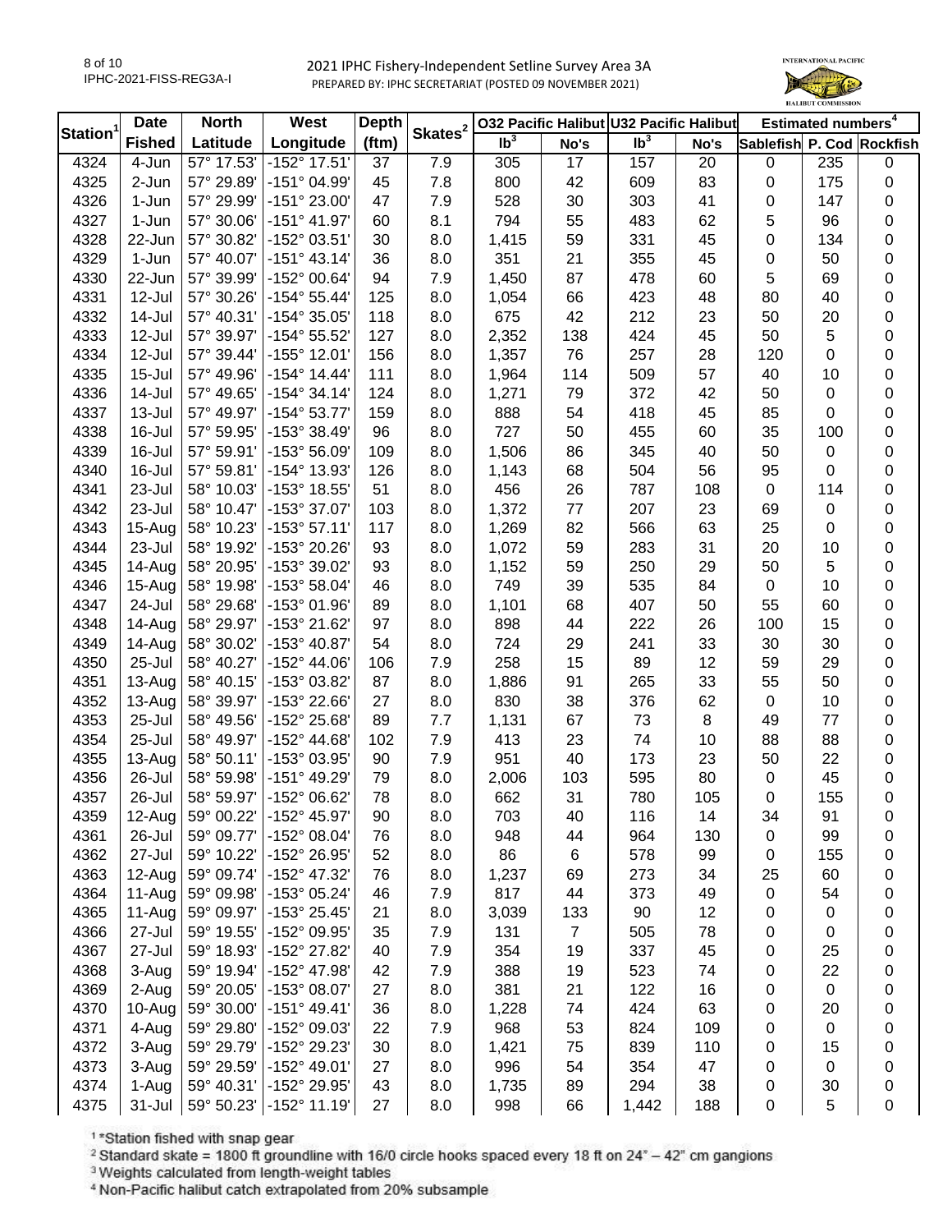# 2021 IPHC Fishery-Independent Setline Survey Area 3A

PREPARED BY: IPHC SECRETARIAT (POSTED 09 NOVEMBER 2021)

| Station[1] | Date Fished | North Latitude | West Longitude | Depth (ftm) | Skates[2] | O32 Pacific Halibut lb[3] | O32 Pacific Halibut No's | U32 Pacific Halibut lb[3] | U32 Pacific Halibut No's | Estimated numbers[4] Sablefish | Estimated numbers[4] P. Cod | Estimated numbers[4] Rockfish |
|---|---|---|---|---|---|---|---|---|---|---|---|---|
| 4324 | 4-Jun | 57° 17.53' | -152° 17.51' | 37 | 7.9 | 305 | 17 | 157 | 20 | 0 | 235 | 0 |
| 4325 | 2-Jun | 57° 29.89' | -151° 04.99' | 45 | 7.8 | 800 | 42 | 609 | 83 | 0 | 175 | 0 |
| 4326 | 1-Jun | 57° 29.99' | -151° 23.00' | 47 | 7.9 | 528 | 30 | 303 | 41 | 0 | 147 | 0 |
| 4327 | 1-Jun | 57° 30.06' | -151° 41.97' | 60 | 8.1 | 794 | 55 | 483 | 62 | 5 | 96 | 0 |
| 4328 | 22-Jun | 57° 30.82' | -152° 03.51' | 30 | 8.0 | 1,415 | 59 | 331 | 45 | 0 | 134 | 0 |
| 4329 | 1-Jun | 57° 40.07' | -151° 43.14' | 36 | 8.0 | 351 | 21 | 355 | 45 | 0 | 50 | 0 |
| 4330 | 22-Jun | 57° 39.99' | -152° 00.64' | 94 | 7.9 | 1,450 | 87 | 478 | 60 | 5 | 69 | 0 |
| 4331 | 12-Jul | 57° 30.26' | -154° 55.44' | 125 | 8.0 | 1,054 | 66 | 423 | 48 | 80 | 40 | 0 |
| 4332 | 14-Jul | 57° 40.31' | -154° 35.05' | 118 | 8.0 | 675 | 42 | 212 | 23 | 50 | 20 | 0 |
| 4333 | 12-Jul | 57° 39.97' | -154° 55.52' | 127 | 8.0 | 2,352 | 138 | 424 | 45 | 50 | 5 | 0 |
| 4334 | 12-Jul | 57° 39.44' | -155° 12.01' | 156 | 8.0 | 1,357 | 76 | 257 | 28 | 120 | 0 | 0 |
| 4335 | 15-Jul | 57° 49.96' | -154° 14.44' | 111 | 8.0 | 1,964 | 114 | 509 | 57 | 40 | 10 | 0 |
| 4336 | 14-Jul | 57° 49.65' | -154° 34.14' | 124 | 8.0 | 1,271 | 79 | 372 | 42 | 50 | 0 | 0 |
| 4337 | 13-Jul | 57° 49.97' | -154° 53.77' | 159 | 8.0 | 888 | 54 | 418 | 45 | 85 | 0 | 0 |
| 4338 | 16-Jul | 57° 59.95' | -153° 38.49' | 96 | 8.0 | 727 | 50 | 455 | 60 | 35 | 100 | 0 |
| 4339 | 16-Jul | 57° 59.91' | -153° 56.09' | 109 | 8.0 | 1,506 | 86 | 345 | 40 | 50 | 0 | 0 |
| 4340 | 16-Jul | 57° 59.81' | -154° 13.93' | 126 | 8.0 | 1,143 | 68 | 504 | 56 | 95 | 0 | 0 |
| 4341 | 23-Jul | 58° 10.03' | -153° 18.55' | 51 | 8.0 | 456 | 26 | 787 | 108 | 0 | 114 | 0 |
| 4342 | 23-Jul | 58° 10.47' | -153° 37.07' | 103 | 8.0 | 1,372 | 77 | 207 | 23 | 69 | 0 | 0 |
| 4343 | 15-Aug | 58° 10.23' | -153° 57.11' | 117 | 8.0 | 1,269 | 82 | 566 | 63 | 25 | 0 | 0 |
| 4344 | 23-Jul | 58° 19.92' | -153° 20.26' | 93 | 8.0 | 1,072 | 59 | 283 | 31 | 20 | 10 | 0 |
| 4345 | 14-Aug | 58° 20.95' | -153° 39.02' | 93 | 8.0 | 1,152 | 59 | 250 | 29 | 50 | 5 | 0 |
| 4346 | 15-Aug | 58° 19.98' | -153° 58.04' | 46 | 8.0 | 749 | 39 | 535 | 84 | 0 | 10 | 0 |
| 4347 | 24-Jul | 58° 29.68' | -153° 01.96' | 89 | 8.0 | 1,101 | 68 | 407 | 50 | 55 | 60 | 0 |
| 4348 | 14-Aug | 58° 29.97' | -153° 21.62' | 97 | 8.0 | 898 | 44 | 222 | 26 | 100 | 15 | 0 |
| 4349 | 14-Aug | 58° 30.02' | -153° 40.87' | 54 | 8.0 | 724 | 29 | 241 | 33 | 30 | 30 | 0 |
| 4350 | 25-Jul | 58° 40.27' | -152° 44.06' | 106 | 7.9 | 258 | 15 | 89 | 12 | 59 | 29 | 0 |
| 4351 | 13-Aug | 58° 40.15' | -153° 03.82' | 87 | 8.0 | 1,886 | 91 | 265 | 33 | 55 | 50 | 0 |
| 4352 | 13-Aug | 58° 39.97' | -153° 22.66' | 27 | 8.0 | 830 | 38 | 376 | 62 | 0 | 10 | 0 |
| 4353 | 25-Jul | 58° 49.56' | -152° 25.68' | 89 | 7.7 | 1,131 | 67 | 73 | 8 | 49 | 77 | 0 |
| 4354 | 25-Jul | 58° 49.97' | -152° 44.68' | 102 | 7.9 | 413 | 23 | 74 | 10 | 88 | 88 | 0 |
| 4355 | 13-Aug | 58° 50.11' | -153° 03.95' | 90 | 7.9 | 951 | 40 | 173 | 23 | 50 | 22 | 0 |
| 4356 | 26-Jul | 58° 59.98' | -151° 49.29' | 79 | 8.0 | 2,006 | 103 | 595 | 80 | 0 | 45 | 0 |
| 4357 | 26-Jul | 58° 59.97' | -152° 06.62' | 78 | 8.0 | 662 | 31 | 780 | 105 | 0 | 155 | 0 |
| 4359 | 12-Aug | 59° 00.22' | -152° 45.97' | 90 | 8.0 | 703 | 40 | 116 | 14 | 34 | 91 | 0 |
| 4361 | 26-Jul | 59° 09.77' | -152° 08.04' | 76 | 8.0 | 948 | 44 | 964 | 130 | 0 | 99 | 0 |
| 4362 | 27-Jul | 59° 10.22' | -152° 26.95' | 52 | 8.0 | 86 | 6 | 578 | 99 | 0 | 155 | 0 |
| 4363 | 12-Aug | 59° 09.74' | -152° 47.32' | 76 | 8.0 | 1,237 | 69 | 273 | 34 | 25 | 60 | 0 |
| 4364 | 11-Aug | 59° 09.98' | -153° 05.24' | 46 | 7.9 | 817 | 44 | 373 | 49 | 0 | 54 | 0 |
| 4365 | 11-Aug | 59° 09.97' | -153° 25.45' | 21 | 8.0 | 3,039 | 133 | 90 | 12 | 0 | 0 | 0 |
| 4366 | 27-Jul | 59° 19.55' | -152° 09.95' | 35 | 7.9 | 131 | 7 | 505 | 78 | 0 | 0 | 0 |
| 4367 | 27-Jul | 59° 18.93' | -152° 27.82' | 40 | 7.9 | 354 | 19 | 337 | 45 | 0 | 25 | 0 |
| 4368 | 3-Aug | 59° 19.94' | -152° 47.98' | 42 | 7.9 | 388 | 19 | 523 | 74 | 0 | 22 | 0 |
| 4369 | 2-Aug | 59° 20.05' | -153° 08.07' | 27 | 8.0 | 381 | 21 | 122 | 16 | 0 | 0 | 0 |
| 4370 | 10-Aug | 59° 30.00' | -151° 49.41' | 36 | 8.0 | 1,228 | 74 | 424 | 63 | 0 | 20 | 0 |
| 4371 | 4-Aug | 59° 29.80' | -152° 09.03' | 22 | 7.9 | 968 | 53 | 824 | 109 | 0 | 0 | 0 |
| 4372 | 3-Aug | 59° 29.79' | -152° 29.23' | 30 | 8.0 | 1,421 | 75 | 839 | 110 | 0 | 15 | 0 |
| 4373 | 3-Aug | 59° 29.59' | -152° 49.01' | 27 | 8.0 | 996 | 54 | 354 | 47 | 0 | 0 | 0 |
| 4374 | 1-Aug | 59° 40.31' | -152° 29.95' | 43 | 8.0 | 1,735 | 89 | 294 | 38 | 0 | 30 | 0 |
| 4375 | 31-Jul | 59° 50.23' | -152° 11.19' | 27 | 8.0 | 998 | 66 | 1,442 | 188 | 0 | 5 | 0 |

[1] *Station fished with snap gear

[2] Standard skate = 1800 ft groundline with 16/0 circle hooks spaced every 18 ft on 24" – 42" cm gangions

[3] Weights calculated from length-weight tables

[4] Non-Pacific halibut catch extrapolated from 20% subsample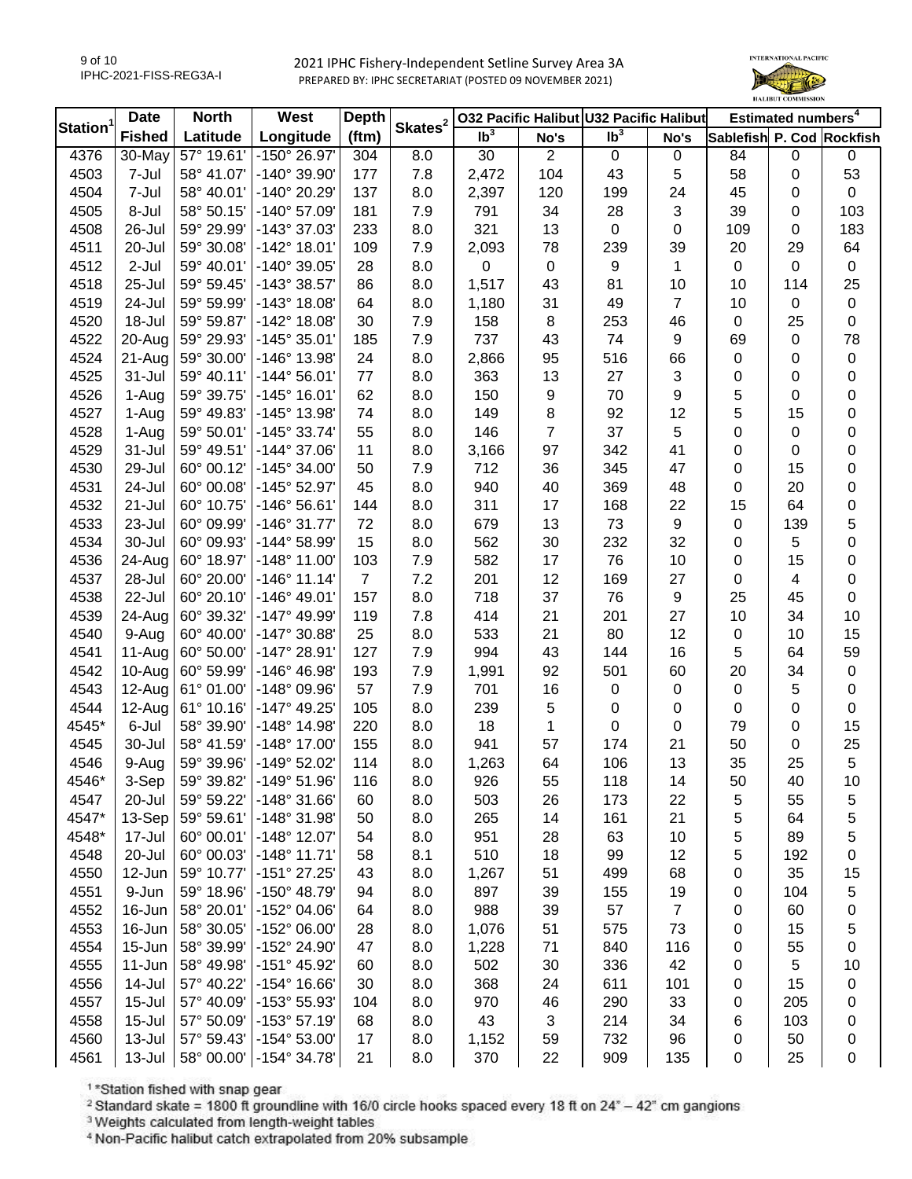# 2021 IPHC Fishery-Independent Setline Survey Area 3A

PREPARED BY: IPHC SECRETARIAT (POSTED 09 NOVEMBER 2021)

| Station[1] | Date Fished | North Latitude | West Longitude | Depth (ftm) | Skates[2] | O32 Pacific Halibut lb[3] | O32 Pacific Halibut No's | U32 Pacific Halibut lb[3] | U32 Pacific Halibut No's | Estimated numbers[4] Sablefish | Estimated numbers[4] P. Cod | Estimated numbers[4] Rockfish |
|---|---|---|---|---|---|---|---|---|---|---|---|---|
| 4376 | 30-May | 57° 19.61' | -150° 26.97' | 304 | 8.0 | 30 | 2 | 0 | 0 | 84 | 0 | 0 |
| 4503 | 7-Jul | 58° 41.07' | -140° 39.90' | 177 | 7.8 | 2,472 | 104 | 43 | 5 | 58 | 0 | 53 |
| 4504 | 7-Jul | 58° 40.01' | -140° 20.29' | 137 | 8.0 | 2,397 | 120 | 199 | 24 | 45 | 0 | 0 |
| 4505 | 8-Jul | 58° 50.15' | -140° 57.09' | 181 | 7.9 | 791 | 34 | 28 | 3 | 39 | 0 | 103 |
| 4508 | 26-Jul | 59° 29.99' | -143° 37.03' | 233 | 8.0 | 321 | 13 | 0 | 0 | 109 | 0 | 183 |
| 4511 | 20-Jul | 59° 30.08' | -142° 18.01' | 109 | 7.9 | 2,093 | 78 | 239 | 39 | 20 | 29 | 64 |
| 4512 | 2-Jul | 59° 40.01' | -140° 39.05' | 28 | 8.0 | 0 | 0 | 9 | 1 | 0 | 0 | 0 |
| 4518 | 25-Jul | 59° 59.45' | -143° 38.57' | 86 | 8.0 | 1,517 | 43 | 81 | 10 | 10 | 114 | 25 |
| 4519 | 24-Jul | 59° 59.99' | -143° 18.08' | 64 | 8.0 | 1,180 | 31 | 49 | 7 | 10 | 0 | 0 |
| 4520 | 18-Jul | 59° 59.87' | -142° 18.08' | 30 | 7.9 | 158 | 8 | 253 | 46 | 0 | 25 | 0 |
| 4522 | 20-Aug | 59° 29.93' | -145° 35.01' | 185 | 7.9 | 737 | 43 | 74 | 9 | 69 | 0 | 78 |
| 4524 | 21-Aug | 59° 30.00' | -146° 13.98' | 24 | 8.0 | 2,866 | 95 | 516 | 66 | 0 | 0 | 0 |
| 4525 | 31-Jul | 59° 40.11' | -144° 56.01' | 77 | 8.0 | 363 | 13 | 27 | 3 | 0 | 0 | 0 |
| 4526 | 1-Aug | 59° 39.75' | -145° 16.01' | 62 | 8.0 | 150 | 9 | 70 | 9 | 5 | 0 | 0 |
| 4527 | 1-Aug | 59° 49.83' | -145° 13.98' | 74 | 8.0 | 149 | 8 | 92 | 12 | 5 | 15 | 0 |
| 4528 | 1-Aug | 59° 50.01' | -145° 33.74' | 55 | 8.0 | 146 | 7 | 37 | 5 | 0 | 0 | 0 |
| 4529 | 31-Jul | 59° 49.51' | -144° 37.06' | 11 | 8.0 | 3,166 | 97 | 342 | 41 | 0 | 0 | 0 |
| 4530 | 29-Jul | 60° 00.12' | -145° 34.00' | 50 | 7.9 | 712 | 36 | 345 | 47 | 0 | 15 | 0 |
| 4531 | 24-Jul | 60° 00.08' | -145° 52.97' | 45 | 8.0 | 940 | 40 | 369 | 48 | 0 | 20 | 0 |
| 4532 | 21-Jul | 60° 10.75' | -146° 56.61' | 144 | 8.0 | 311 | 17 | 168 | 22 | 15 | 64 | 0 |
| 4533 | 23-Jul | 60° 09.99' | -146° 31.77' | 72 | 8.0 | 679 | 13 | 73 | 9 | 0 | 139 | 5 |
| 4534 | 30-Jul | 60° 09.93' | -144° 58.99' | 15 | 8.0 | 562 | 30 | 232 | 32 | 0 | 5 | 0 |
| 4536 | 24-Aug | 60° 18.97' | -148° 11.00' | 103 | 7.9 | 582 | 17 | 76 | 10 | 0 | 15 | 0 |
| 4537 | 28-Jul | 60° 20.00' | -146° 11.14' | 7 | 7.2 | 201 | 12 | 169 | 27 | 0 | 4 | 0 |
| 4538 | 22-Jul | 60° 20.10' | -146° 49.01' | 157 | 8.0 | 718 | 37 | 76 | 9 | 25 | 45 | 0 |
| 4539 | 24-Aug | 60° 39.32' | -147° 49.99' | 119 | 7.8 | 414 | 21 | 201 | 27 | 10 | 34 | 10 |
| 4540 | 9-Aug | 60° 40.00' | -147° 30.88' | 25 | 8.0 | 533 | 21 | 80 | 12 | 0 | 10 | 15 |
| 4541 | 11-Aug | 60° 50.00' | -147° 28.91' | 127 | 7.9 | 994 | 43 | 144 | 16 | 5 | 64 | 59 |
| 4542 | 10-Aug | 60° 59.99' | -146° 46.98' | 193 | 7.9 | 1,991 | 92 | 501 | 60 | 20 | 34 | 0 |
| 4543 | 12-Aug | 61° 01.00' | -148° 09.96' | 57 | 7.9 | 701 | 16 | 0 | 0 | 0 | 5 | 0 |
| 4544 | 12-Aug | 61° 10.16' | -147° 49.25' | 105 | 8.0 | 239 | 5 | 0 | 0 | 0 | 0 | 0 |
| 4545* | 6-Jul | 58° 39.90' | -148° 14.98' | 220 | 8.0 | 18 | 1 | 0 | 0 | 79 | 0 | 15 |
| 4545 | 30-Jul | 58° 41.59' | -148° 17.00' | 155 | 8.0 | 941 | 57 | 174 | 21 | 50 | 0 | 25 |
| 4546 | 9-Aug | 59° 39.96' | -149° 52.02' | 114 | 8.0 | 1,263 | 64 | 106 | 13 | 35 | 25 | 5 |
| 4546* | 3-Sep | 59° 39.82' | -149° 51.96' | 116 | 8.0 | 926 | 55 | 118 | 14 | 50 | 40 | 10 |
| 4547 | 20-Jul | 59° 59.22' | -148° 31.66' | 60 | 8.0 | 503 | 26 | 173 | 22 | 5 | 55 | 5 |
| 4547* | 13-Sep | 59° 59.61' | -148° 31.98' | 50 | 8.0 | 265 | 14 | 161 | 21 | 5 | 64 | 5 |
| 4548* | 17-Jul | 60° 00.01' | -148° 12.07' | 54 | 8.0 | 951 | 28 | 63 | 10 | 5 | 89 | 5 |
| 4548 | 20-Jul | 60° 00.03' | -148° 11.71' | 58 | 8.1 | 510 | 18 | 99 | 12 | 5 | 192 | 0 |
| 4550 | 12-Jun | 59° 10.77' | -151° 27.25' | 43 | 8.0 | 1,267 | 51 | 499 | 68 | 0 | 35 | 15 |
| 4551 | 9-Jun | 59° 18.96' | -150° 48.79' | 94 | 8.0 | 897 | 39 | 155 | 19 | 0 | 104 | 5 |
| 4552 | 16-Jun | 58° 20.01' | -152° 04.06' | 64 | 8.0 | 988 | 39 | 57 | 7 | 0 | 60 | 0 |
| 4553 | 16-Jun | 58° 30.05' | -152° 06.00' | 28 | 8.0 | 1,076 | 51 | 575 | 73 | 0 | 15 | 5 |
| 4554 | 15-Jun | 58° 39.99' | -152° 24.90' | 47 | 8.0 | 1,228 | 71 | 840 | 116 | 0 | 55 | 0 |
| 4555 | 11-Jun | 58° 49.98' | -151° 45.92' | 60 | 8.0 | 502 | 30 | 336 | 42 | 0 | 5 | 10 |
| 4556 | 14-Jul | 57° 40.22' | -154° 16.66' | 30 | 8.0 | 368 | 24 | 611 | 101 | 0 | 15 | 0 |
| 4557 | 15-Jul | 57° 40.09' | -153° 55.93' | 104 | 8.0 | 970 | 46 | 290 | 33 | 0 | 205 | 0 |
| 4558 | 15-Jul | 57° 50.09' | -153° 57.19' | 68 | 8.0 | 43 | 3 | 214 | 34 | 6 | 103 | 0 |
| 4560 | 13-Jul | 57° 59.43' | -154° 53.00' | 17 | 8.0 | 1,152 | 59 | 732 | 96 | 0 | 50 | 0 |
| 4561 | 13-Jul | 58° 00.00' | -154° 34.78' | 21 | 8.0 | 370 | 22 | 909 | 135 | 0 | 25 | 0 |

[1] *Station fished with snap gear

[2] Standard skate = 1800 ft groundline with 16/0 circle hooks spaced every 18 ft on 24" – 42" cm gangions

[3] Weights calculated from length-weight tables

[4] Non-Pacific halibut catch extrapolated from 20% subsample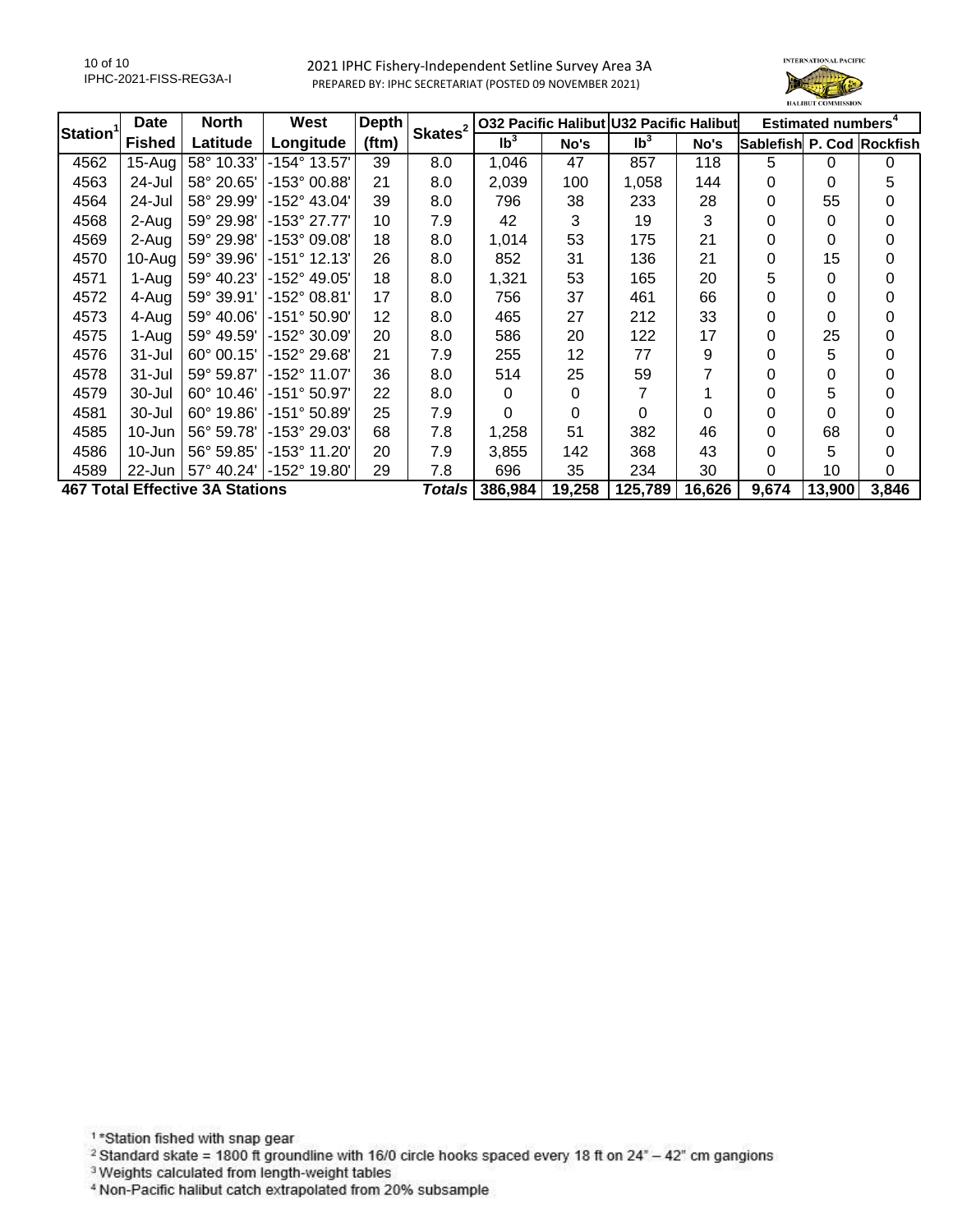# 2021 IPHC Fishery-Independent Setline Survey Area 3A

PREPARED BY: IPHC SECRETARIAT (POSTED 09 NOVEMBER 2021)

| Station[1] | Date Fished | North Latitude | West Longitude | Depth (ftm) | Skates[2] | O32 Pacific Halibut | | U32 Pacific Halibut | | Estimated numbers[4] | | |
|---|---|---|---|---|---|---|---|---|---|---|---|---|
| | | | | | | lb[3] | No's | lb[3] | No's | Sablefish | P. Cod | Rockfish |
| 4562 | 15-Aug | 58° 10.33' | -154° 13.57' | 39 | 8.0 | 1,046 | 47 | 857 | 118 | 5 | 0 | 0 |
| 4563 | 24-Jul | 58° 20.65' | -153° 00.88' | 21 | 8.0 | 2,039 | 100 | 1,058 | 144 | 0 | 0 | 5 |
| 4564 | 24-Jul | 58° 29.99' | -152° 43.04' | 39 | 8.0 | 796 | 38 | 233 | 28 | 0 | 55 | 0 |
| 4568 | 2-Aug | 59° 29.98' | -153° 27.77' | 10 | 7.9 | 42 | 3 | 19 | 3 | 0 | 0 | 0 |
| 4569 | 2-Aug | 59° 29.98' | -153° 09.08' | 18 | 8.0 | 1,014 | 53 | 175 | 21 | 0 | 0 | 0 |
| 4570 | 10-Aug | 59° 39.96' | -151° 12.13' | 26 | 8.0 | 852 | 31 | 136 | 21 | 0 | 15 | 0 |
| 4571 | 1-Aug | 59° 40.23' | -152° 49.05' | 18 | 8.0 | 1,321 | 53 | 165 | 20 | 5 | 0 | 0 |
| 4572 | 4-Aug | 59° 39.91' | -152° 08.81' | 17 | 8.0 | 756 | 37 | 461 | 66 | 0 | 0 | 0 |
| 4573 | 4-Aug | 59° 40.06' | -151° 50.90' | 12 | 8.0 | 465 | 27 | 212 | 33 | 0 | 0 | 0 |
| 4575 | 1-Aug | 59° 49.59' | -152° 30.09' | 20 | 8.0 | 586 | 20 | 122 | 17 | 0 | 25 | 0 |
| 4576 | 31-Jul | 60° 00.15' | -152° 29.68' | 21 | 7.9 | 255 | 12 | 77 | 9 | 0 | 5 | 0 |
| 4578 | 31-Jul | 59° 59.87' | -152° 11.07' | 36 | 8.0 | 514 | 25 | 59 | 7 | 0 | 0 | 0 |
| 4579 | 30-Jul | 60° 10.46' | -151° 50.97' | 22 | 8.0 | 0 | 0 | 7 | 1 | 0 | 5 | 0 |
| 4581 | 30-Jul | 60° 19.86' | -151° 50.89' | 25 | 7.9 | 0 | 0 | 0 | 0 | 0 | 0 | 0 |
| 4585 | 10-Jun | 56° 59.78' | -153° 29.03' | 68 | 7.8 | 1,258 | 51 | 382 | 46 | 0 | 68 | 0 |
| 4586 | 10-Jun | 56° 59.85' | -153° 11.20' | 20 | 7.9 | 3,855 | 142 | 368 | 43 | 0 | 5 | 0 |
| 4589 | 22-Jun | 57° 40.24' | -152° 19.80' | 29 | 7.8 | 696 | 35 | 234 | 30 | 0 | 10 | 0 |
| **467 Total Effective 3A Stations** | | | | | ***Totals*** | **386,984** | **19,258** | **125,789** | **16,626** | **9,674** | **13,900** | **3,846** |

[1] *Station fished with snap gear

[2] Standard skate = 1800 ft groundline with 16/0 circle hooks spaced every 18 ft on 24" – 42" cm gangions

[3] Weights calculated from length-weight tables

[4] Non-Pacific halibut catch extrapolated from 20% subsample